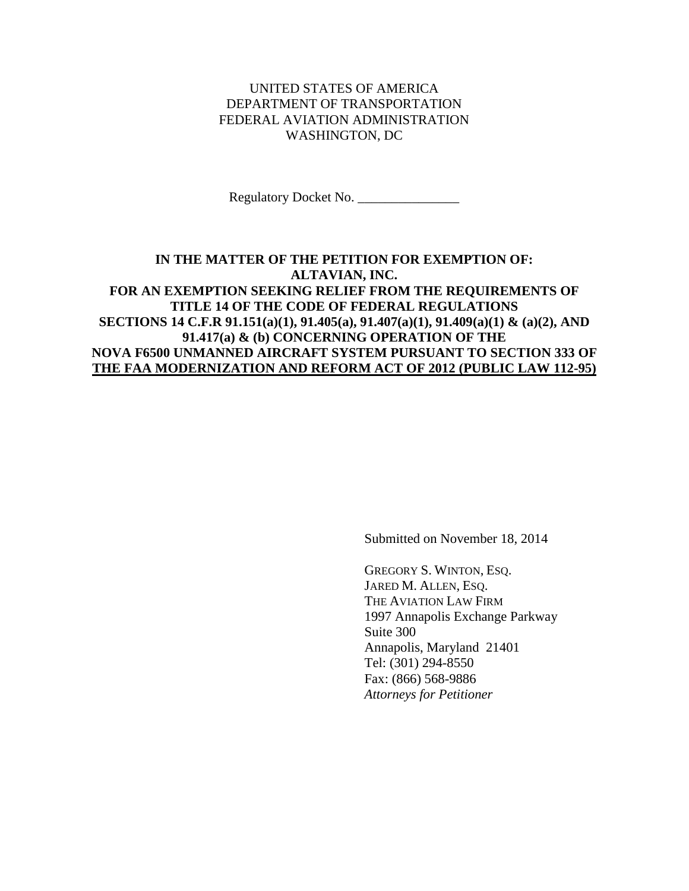UNITED STATES OF AMERICA
DEPARTMENT OF TRANSPORTATION
FEDERAL AVIATION ADMINISTRATION
WASHINGTON, DC

Regulatory Docket No. _______________

**IN THE MATTER OF THE PETITION FOR EXEMPTION OF:**
**ALTAVIAN, INC.**
**FOR AN EXEMPTION SEEKING RELIEF FROM THE REQUIREMENTS OF TITLE 14 OF THE CODE OF FEDERAL REGULATIONS SECTIONS 14 C.F.R 91.151(a)(1), 91.405(a), 91.407(a)(1), 91.409(a)(1) & (a)(2), AND 91.417(a) & (b) CONCERNING OPERATION OF THE NOVA F6500 UNMANNED AIRCRAFT SYSTEM PURSUANT TO SECTION 333 OF THE FAA MODERNIZATION AND REFORM ACT OF 2012 (PUBLIC LAW 112-95)**

Submitted on November 18, 2014

GREGORY S. WINTON, ESQ.
JARED M. ALLEN, ESQ.
THE AVIATION LAW FIRM
1997 Annapolis Exchange Parkway
Suite 300
Annapolis, Maryland 21401
Tel: (301) 294-8550
Fax: (866) 568-9886
*Attorneys for Petitioner*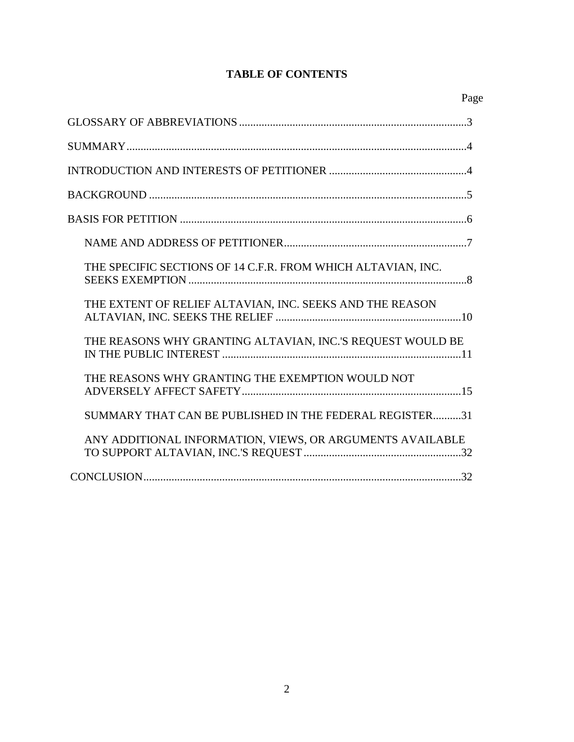# TABLE OF CONTENTS

| | Page |
|---|---|
| GLOSSARY OF ABBREVIATIONS | 3 |
| SUMMARY | 4 |
| INTRODUCTION AND INTERESTS OF PETITIONER | 4 |
| BACKGROUND | 5 |
| BASIS FOR PETITION | 6 |
| NAME AND ADDRESS OF PETITIONER | 7 |
| THE SPECIFIC SECTIONS OF 14 C.F.R. FROM WHICH ALTAVIAN, INC. SEEKS EXEMPTION | 8 |
| THE EXTENT OF RELIEF ALTAVIAN, INC. SEEKS AND THE REASON ALTAVIAN, INC. SEEKS THE RELIEF | 10 |
| THE REASONS WHY GRANTING ALTAVIAN, INC.'S REQUEST WOULD BE IN THE PUBLIC INTEREST | 11 |
| THE REASONS WHY GRANTING THE EXEMPTION WOULD NOT ADVERSELY AFFECT SAFETY | 15 |
| SUMMARY THAT CAN BE PUBLISHED IN THE FEDERAL REGISTER | 31 |
| ANY ADDITIONAL INFORMATION, VIEWS, OR ARGUMENTS AVAILABLE TO SUPPORT ALTAVIAN, INC.'S REQUEST | 32 |
| CONCLUSION | 32 |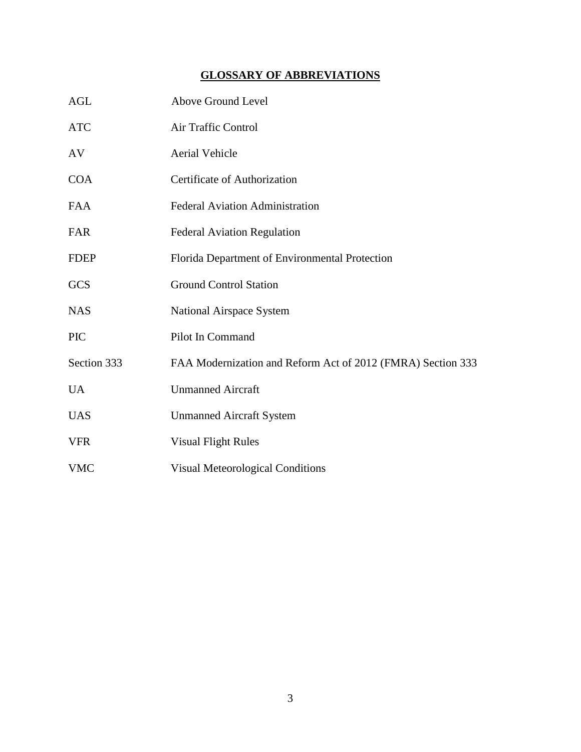## GLOSSARY OF ABBREVIATIONS

| | |
|---|---|
| AGL | Above Ground Level |
| ATC | Air Traffic Control |
| AV | Aerial Vehicle |
| COA | Certificate of Authorization |
| FAA | Federal Aviation Administration |
| FAR | Federal Aviation Regulation |
| FDEP | Florida Department of Environmental Protection |
| GCS | Ground Control Station |
| NAS | National Airspace System |
| PIC | Pilot In Command |
| Section 333 | FAA Modernization and Reform Act of 2012 (FMRA) Section 333 |
| UA | Unmanned Aircraft |
| UAS | Unmanned Aircraft System |
| VFR | Visual Flight Rules |
| VMC | Visual Meteorological Conditions |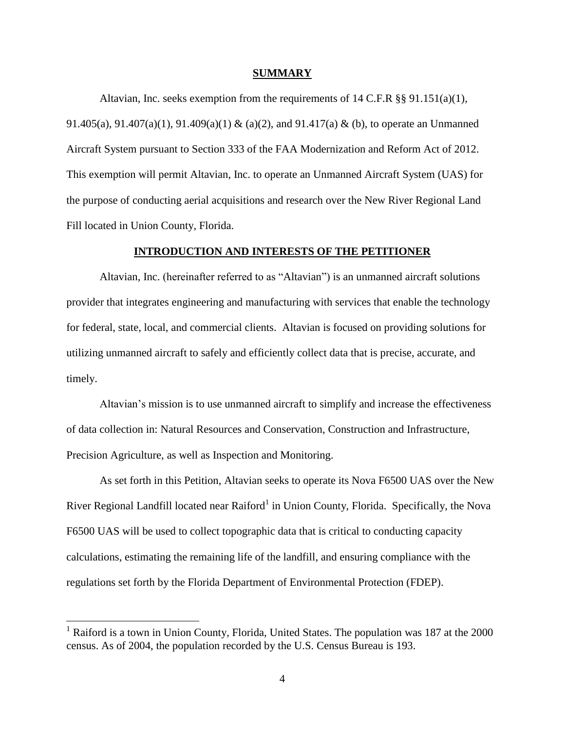## SUMMARY

Altavian, Inc. seeks exemption from the requirements of 14 C.F.R §§ 91.151(a)(1), 91.405(a), 91.407(a)(1), 91.409(a)(1) & (a)(2), and 91.417(a) & (b), to operate an Unmanned Aircraft System pursuant to Section 333 of the FAA Modernization and Reform Act of 2012. This exemption will permit Altavian, Inc. to operate an Unmanned Aircraft System (UAS) for the purpose of conducting aerial acquisitions and research over the New River Regional Land Fill located in Union County, Florida.

## INTRODUCTION AND INTERESTS OF THE PETITIONER

Altavian, Inc. (hereinafter referred to as "Altavian") is an unmanned aircraft solutions provider that integrates engineering and manufacturing with services that enable the technology for federal, state, local, and commercial clients. Altavian is focused on providing solutions for utilizing unmanned aircraft to safely and efficiently collect data that is precise, accurate, and timely.

Altavian's mission is to use unmanned aircraft to simplify and increase the effectiveness of data collection in: Natural Resources and Conservation, Construction and Infrastructure, Precision Agriculture, as well as Inspection and Monitoring.

As set forth in this Petition, Altavian seeks to operate its Nova F6500 UAS over the New River Regional Landfill located near Raiford[1] in Union County, Florida. Specifically, the Nova F6500 UAS will be used to collect topographic data that is critical to conducting capacity calculations, estimating the remaining life of the landfill, and ensuring compliance with the regulations set forth by the Florida Department of Environmental Protection (FDEP).

[1] Raiford is a town in Union County, Florida, United States. The population was 187 at the 2000 census. As of 2004, the population recorded by the U.S. Census Bureau is 193.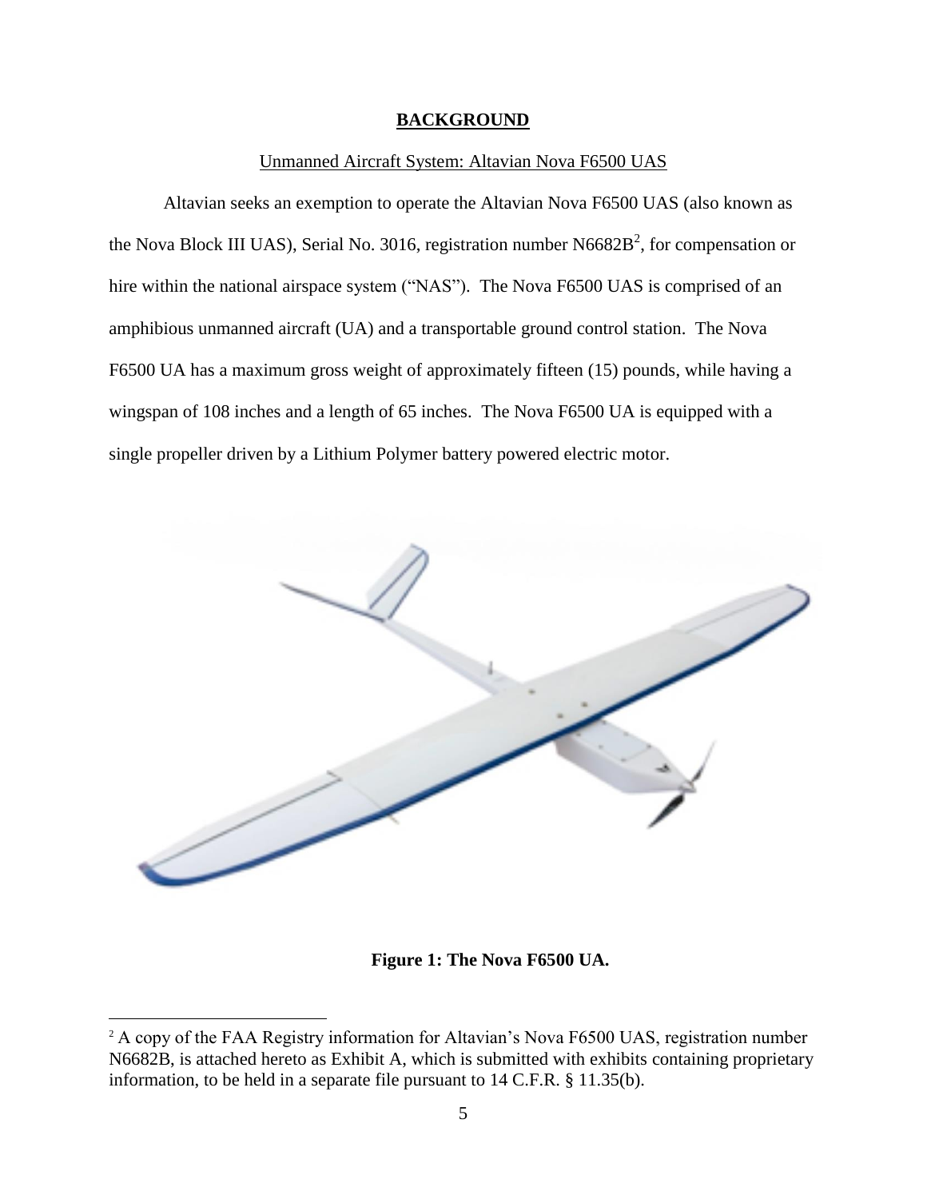## BACKGROUND

Unmanned Aircraft System: Altavian Nova F6500 UAS

Altavian seeks an exemption to operate the Altavian Nova F6500 UAS (also known as the Nova Block III UAS), Serial No. 3016, registration number N6682B[2], for compensation or hire within the national airspace system ("NAS"). The Nova F6500 UAS is comprised of an amphibious unmanned aircraft (UA) and a transportable ground control station. The Nova F6500 UA has a maximum gross weight of approximately fifteen (15) pounds, while having a wingspan of 108 inches and a length of 65 inches. The Nova F6500 UA is equipped with a single propeller driven by a Lithium Polymer battery powered electric motor.

**Figure 1: The Nova F6500 UA.**

[2] A copy of the FAA Registry information for Altavian's Nova F6500 UAS, registration number N6682B, is attached hereto as Exhibit A, which is submitted with exhibits containing proprietary information, to be held in a separate file pursuant to 14 C.F.R. § 11.35(b).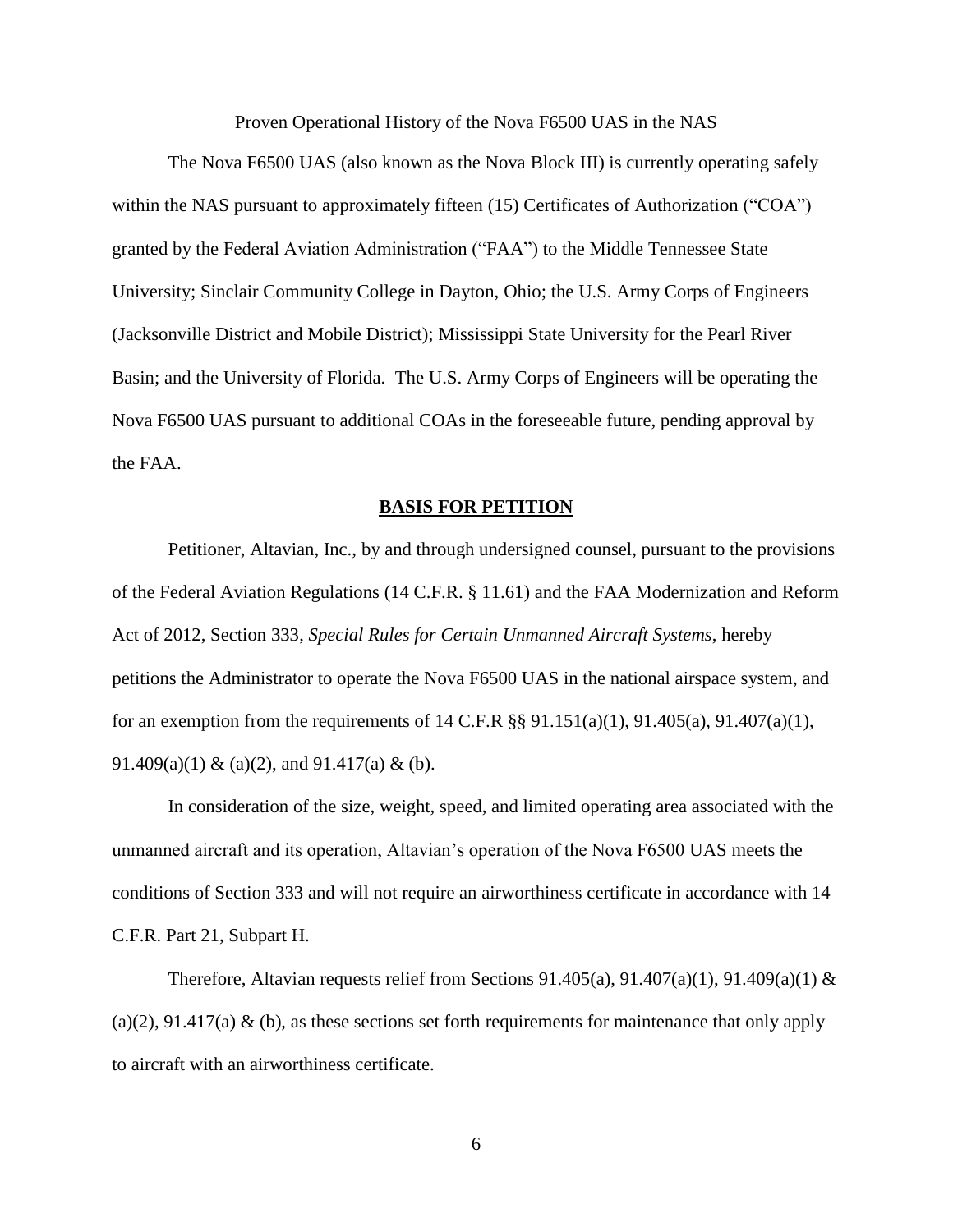Proven Operational History of the Nova F6500 UAS in the NAS

The Nova F6500 UAS (also known as the Nova Block III) is currently operating safely within the NAS pursuant to approximately fifteen (15) Certificates of Authorization ("COA") granted by the Federal Aviation Administration ("FAA") to the Middle Tennessee State University; Sinclair Community College in Dayton, Ohio; the U.S. Army Corps of Engineers (Jacksonville District and Mobile District); Mississippi State University for the Pearl River Basin; and the University of Florida. The U.S. Army Corps of Engineers will be operating the Nova F6500 UAS pursuant to additional COAs in the foreseeable future, pending approval by the FAA.

## BASIS FOR PETITION

Petitioner, Altavian, Inc., by and through undersigned counsel, pursuant to the provisions of the Federal Aviation Regulations (14 C.F.R. § 11.61) and the FAA Modernization and Reform Act of 2012, Section 333, *Special Rules for Certain Unmanned Aircraft Systems*, hereby petitions the Administrator to operate the Nova F6500 UAS in the national airspace system, and for an exemption from the requirements of 14 C.F.R §§ 91.151(a)(1), 91.405(a), 91.407(a)(1), 91.409(a)(1) & (a)(2), and 91.417(a) & (b).

In consideration of the size, weight, speed, and limited operating area associated with the unmanned aircraft and its operation, Altavian's operation of the Nova F6500 UAS meets the conditions of Section 333 and will not require an airworthiness certificate in accordance with 14 C.F.R. Part 21, Subpart H.

Therefore, Altavian requests relief from Sections 91.405(a), 91.407(a)(1), 91.409(a)(1) & (a)(2), 91.417(a) & (b), as these sections set forth requirements for maintenance that only apply to aircraft with an airworthiness certificate.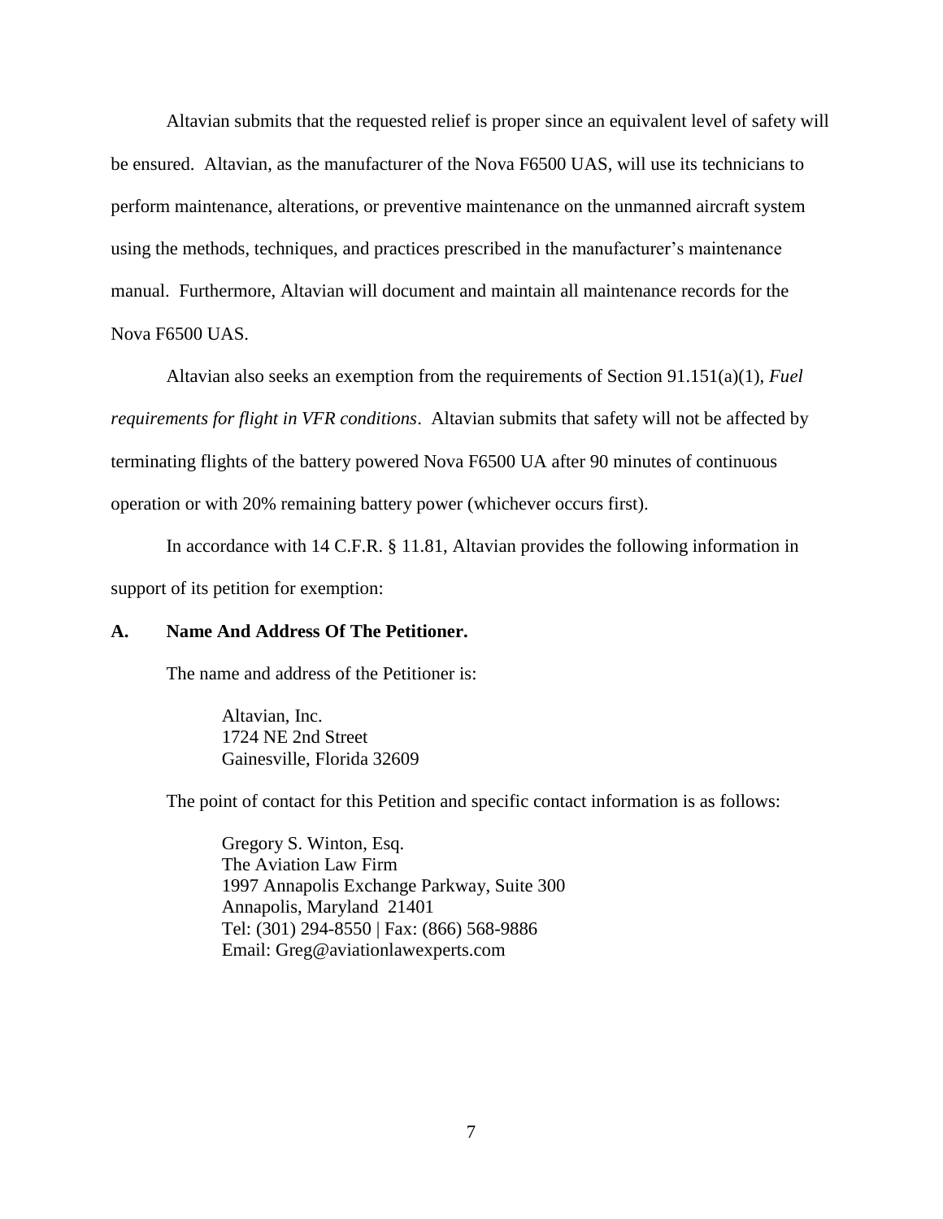Altavian submits that the requested relief is proper since an equivalent level of safety will be ensured. Altavian, as the manufacturer of the Nova F6500 UAS, will use its technicians to perform maintenance, alterations, or preventive maintenance on the unmanned aircraft system using the methods, techniques, and practices prescribed in the manufacturer's maintenance manual. Furthermore, Altavian will document and maintain all maintenance records for the Nova F6500 UAS.

Altavian also seeks an exemption from the requirements of Section 91.151(a)(1), *Fuel requirements for flight in VFR conditions*. Altavian submits that safety will not be affected by terminating flights of the battery powered Nova F6500 UA after 90 minutes of continuous operation or with 20% remaining battery power (whichever occurs first).

In accordance with 14 C.F.R. § 11.81, Altavian provides the following information in support of its petition for exemption:

**A. Name And Address Of The Petitioner.**

The name and address of the Petitioner is:

> Altavian, Inc.
> 1724 NE 2nd Street
> Gainesville, Florida 32609

The point of contact for this Petition and specific contact information is as follows:

> Gregory S. Winton, Esq.
> The Aviation Law Firm
> 1997 Annapolis Exchange Parkway, Suite 300
> Annapolis, Maryland 21401
> Tel: (301) 294-8550 | Fax: (866) 568-9886
> Email: Greg@aviationlawexperts.com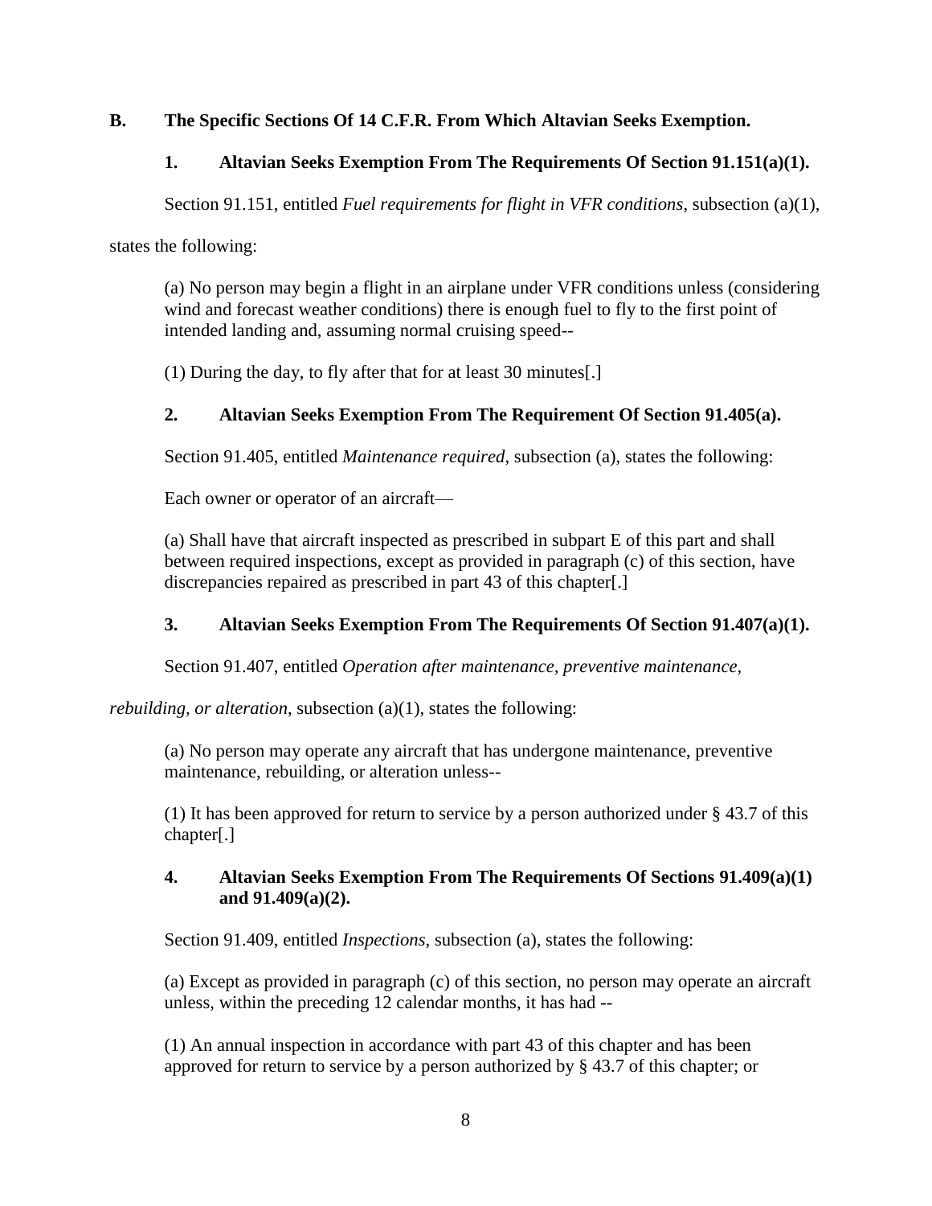## B. The Specific Sections Of 14 C.F.R. From Which Altavian Seeks Exemption.

### 1. Altavian Seeks Exemption From The Requirements Of Section 91.151(a)(1).

Section 91.151, entitled *Fuel requirements for flight in VFR conditions*, subsection (a)(1), states the following:

> (a) No person may begin a flight in an airplane under VFR conditions unless (considering wind and forecast weather conditions) there is enough fuel to fly to the first point of intended landing and, assuming normal cruising speed--
>
> (1) During the day, to fly after that for at least 30 minutes[.]

### 2. Altavian Seeks Exemption From The Requirement Of Section 91.405(a).

Section 91.405, entitled *Maintenance required*, subsection (a), states the following:

> Each owner or operator of an aircraft—
>
> (a) Shall have that aircraft inspected as prescribed in subpart E of this part and shall between required inspections, except as provided in paragraph (c) of this section, have discrepancies repaired as prescribed in part 43 of this chapter[.]

### 3. Altavian Seeks Exemption From The Requirements Of Section 91.407(a)(1).

Section 91.407, entitled *Operation after maintenance, preventive maintenance, rebuilding, or alteration*, subsection (a)(1), states the following:

> (a) No person may operate any aircraft that has undergone maintenance, preventive maintenance, rebuilding, or alteration unless--
>
> (1) It has been approved for return to service by a person authorized under § 43.7 of this chapter[.]

### 4. Altavian Seeks Exemption From The Requirements Of Sections 91.409(a)(1) and 91.409(a)(2).

Section 91.409, entitled *Inspections*, subsection (a), states the following:

> (a) Except as provided in paragraph (c) of this section, no person may operate an aircraft unless, within the preceding 12 calendar months, it has had --
>
> (1) An annual inspection in accordance with part 43 of this chapter and has been approved for return to service by a person authorized by § 43.7 of this chapter; or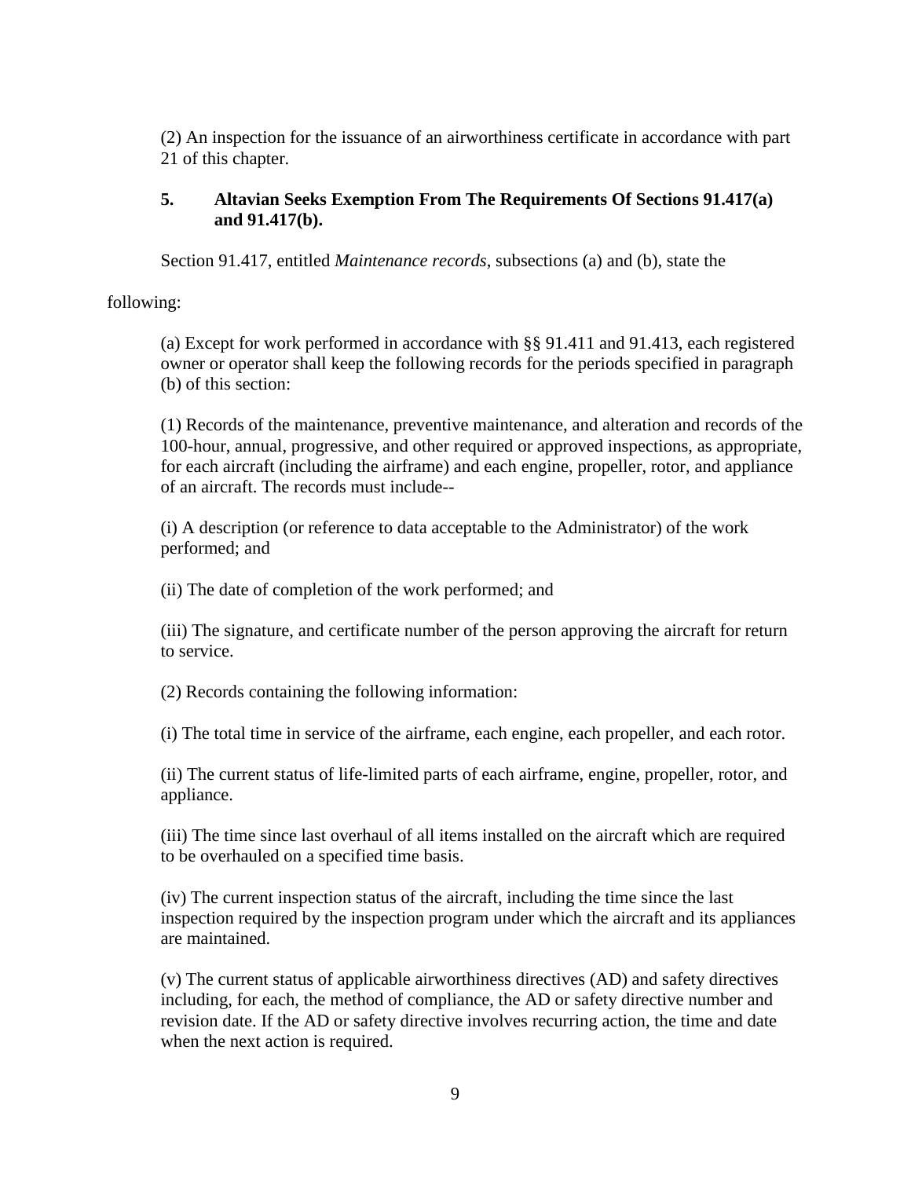(2) An inspection for the issuance of an airworthiness certificate in accordance with part 21 of this chapter.

### 5. Altavian Seeks Exemption From The Requirements Of Sections 91.417(a) and 91.417(b).

Section 91.417, entitled *Maintenance records*, subsections (a) and (b), state the following:

(a) Except for work performed in accordance with §§ 91.411 and 91.413, each registered owner or operator shall keep the following records for the periods specified in paragraph (b) of this section:

(1) Records of the maintenance, preventive maintenance, and alteration and records of the 100-hour, annual, progressive, and other required or approved inspections, as appropriate, for each aircraft (including the airframe) and each engine, propeller, rotor, and appliance of an aircraft. The records must include--

(i) A description (or reference to data acceptable to the Administrator) of the work performed; and

(ii) The date of completion of the work performed; and

(iii) The signature, and certificate number of the person approving the aircraft for return to service.

(2) Records containing the following information:

(i) The total time in service of the airframe, each engine, each propeller, and each rotor.

(ii) The current status of life-limited parts of each airframe, engine, propeller, rotor, and appliance.

(iii) The time since last overhaul of all items installed on the aircraft which are required to be overhauled on a specified time basis.

(iv) The current inspection status of the aircraft, including the time since the last inspection required by the inspection program under which the aircraft and its appliances are maintained.

(v) The current status of applicable airworthiness directives (AD) and safety directives including, for each, the method of compliance, the AD or safety directive number and revision date. If the AD or safety directive involves recurring action, the time and date when the next action is required.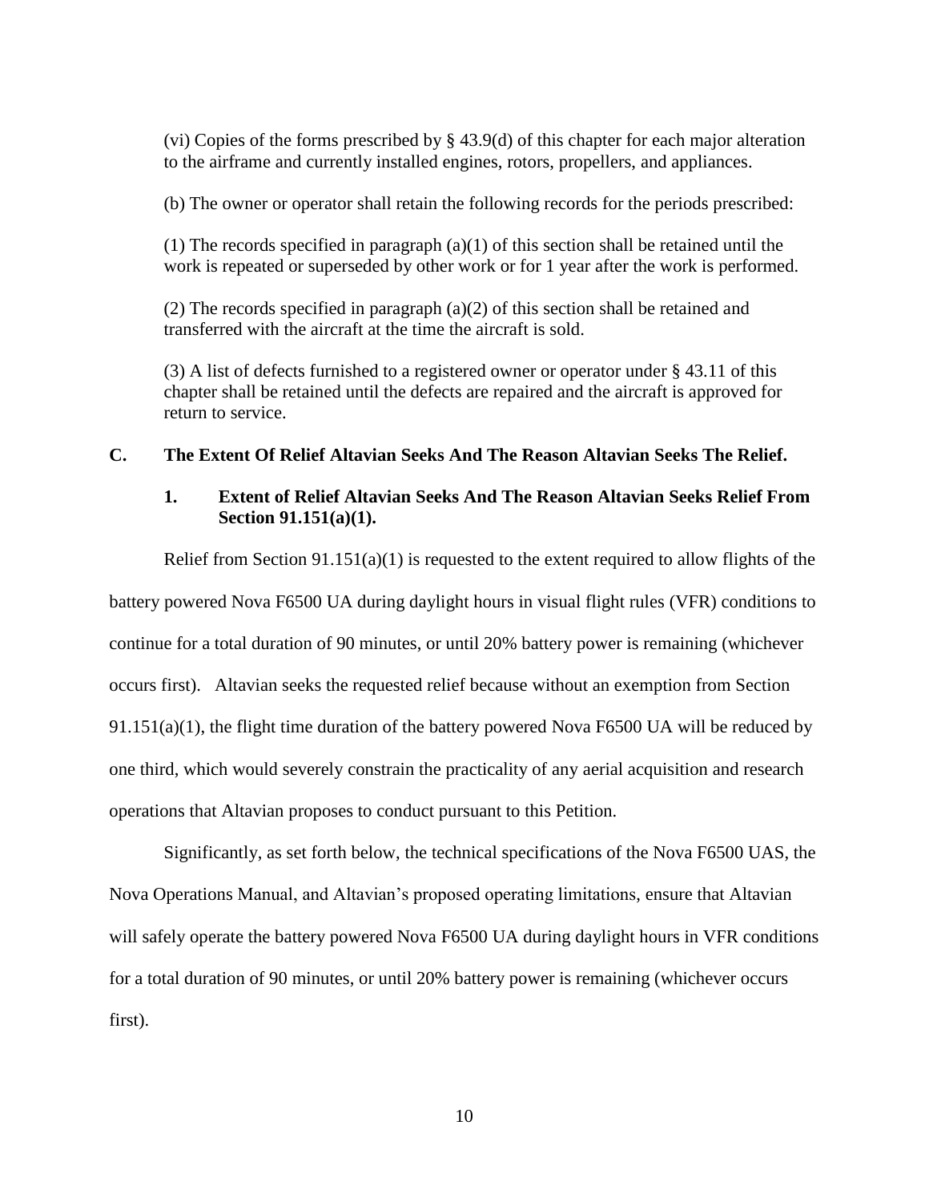(vi) Copies of the forms prescribed by § 43.9(d) of this chapter for each major alteration to the airframe and currently installed engines, rotors, propellers, and appliances.

(b) The owner or operator shall retain the following records for the periods prescribed:

(1) The records specified in paragraph (a)(1) of this section shall be retained until the work is repeated or superseded by other work or for 1 year after the work is performed.

(2) The records specified in paragraph (a)(2) of this section shall be retained and transferred with the aircraft at the time the aircraft is sold.

(3) A list of defects furnished to a registered owner or operator under § 43.11 of this chapter shall be retained until the defects are repaired and the aircraft is approved for return to service.

## C. The Extent Of Relief Altavian Seeks And The Reason Altavian Seeks The Relief.

### 1. Extent of Relief Altavian Seeks And The Reason Altavian Seeks Relief From Section 91.151(a)(1).

Relief from Section 91.151(a)(1) is requested to the extent required to allow flights of the battery powered Nova F6500 UA during daylight hours in visual flight rules (VFR) conditions to continue for a total duration of 90 minutes, or until 20% battery power is remaining (whichever occurs first). Altavian seeks the requested relief because without an exemption from Section 91.151(a)(1), the flight time duration of the battery powered Nova F6500 UA will be reduced by one third, which would severely constrain the practicality of any aerial acquisition and research operations that Altavian proposes to conduct pursuant to this Petition.

Significantly, as set forth below, the technical specifications of the Nova F6500 UAS, the Nova Operations Manual, and Altavian's proposed operating limitations, ensure that Altavian will safely operate the battery powered Nova F6500 UA during daylight hours in VFR conditions for a total duration of 90 minutes, or until 20% battery power is remaining (whichever occurs first).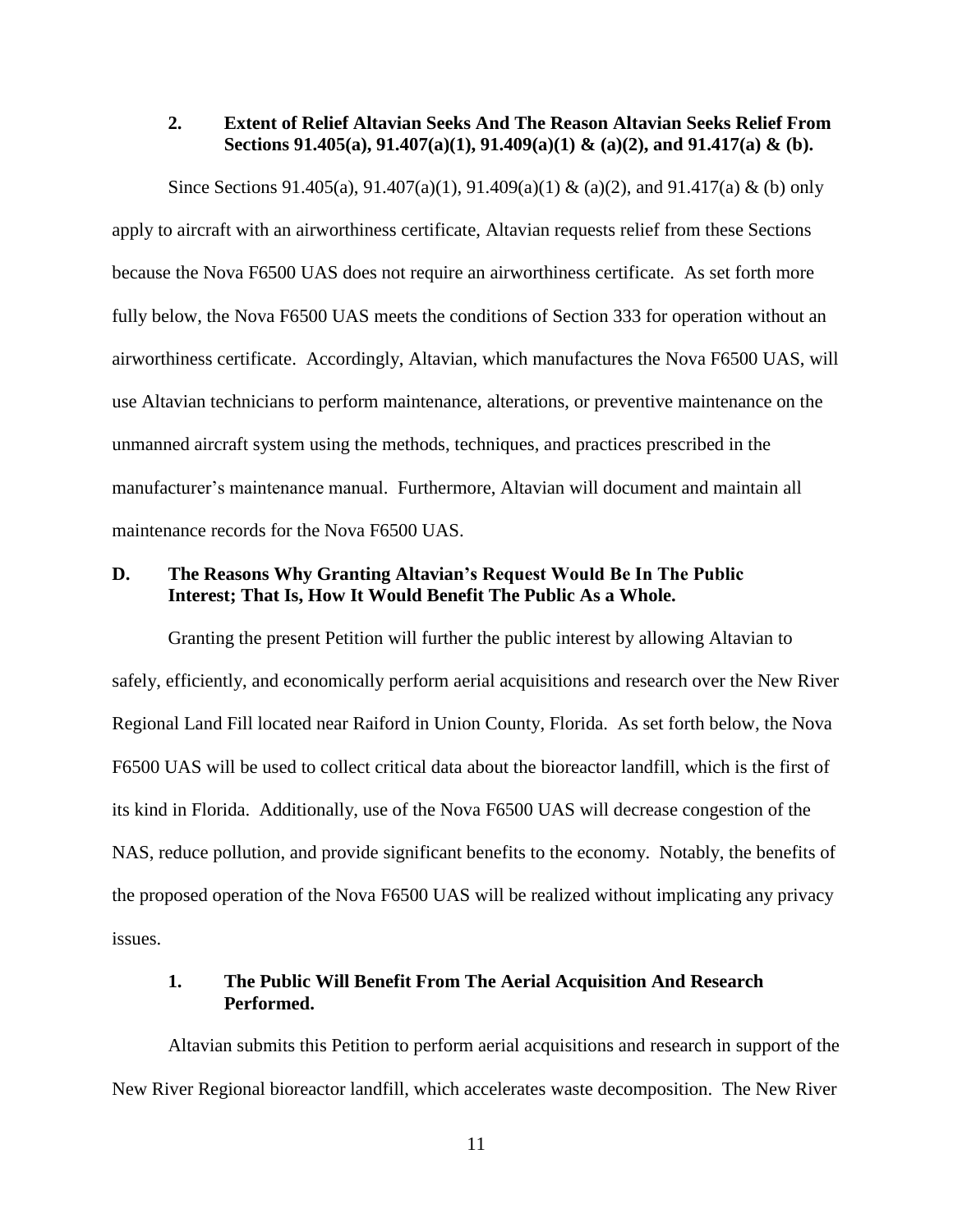### 2. Extent of Relief Altavian Seeks And The Reason Altavian Seeks Relief From Sections 91.405(a), 91.407(a)(1), 91.409(a)(1) & (a)(2), and 91.417(a) & (b).

Since Sections 91.405(a), 91.407(a)(1), 91.409(a)(1) & (a)(2), and 91.417(a) & (b) only apply to aircraft with an airworthiness certificate, Altavian requests relief from these Sections because the Nova F6500 UAS does not require an airworthiness certificate. As set forth more fully below, the Nova F6500 UAS meets the conditions of Section 333 for operation without an airworthiness certificate. Accordingly, Altavian, which manufactures the Nova F6500 UAS, will use Altavian technicians to perform maintenance, alterations, or preventive maintenance on the unmanned aircraft system using the methods, techniques, and practices prescribed in the manufacturer's maintenance manual. Furthermore, Altavian will document and maintain all maintenance records for the Nova F6500 UAS.

## D. The Reasons Why Granting Altavian's Request Would Be In The Public Interest; That Is, How It Would Benefit The Public As a Whole.

Granting the present Petition will further the public interest by allowing Altavian to safely, efficiently, and economically perform aerial acquisitions and research over the New River Regional Land Fill located near Raiford in Union County, Florida. As set forth below, the Nova F6500 UAS will be used to collect critical data about the bioreactor landfill, which is the first of its kind in Florida. Additionally, use of the Nova F6500 UAS will decrease congestion of the NAS, reduce pollution, and provide significant benefits to the economy. Notably, the benefits of the proposed operation of the Nova F6500 UAS will be realized without implicating any privacy issues.

### 1. The Public Will Benefit From The Aerial Acquisition And Research Performed.

Altavian submits this Petition to perform aerial acquisitions and research in support of the New River Regional bioreactor landfill, which accelerates waste decomposition. The New River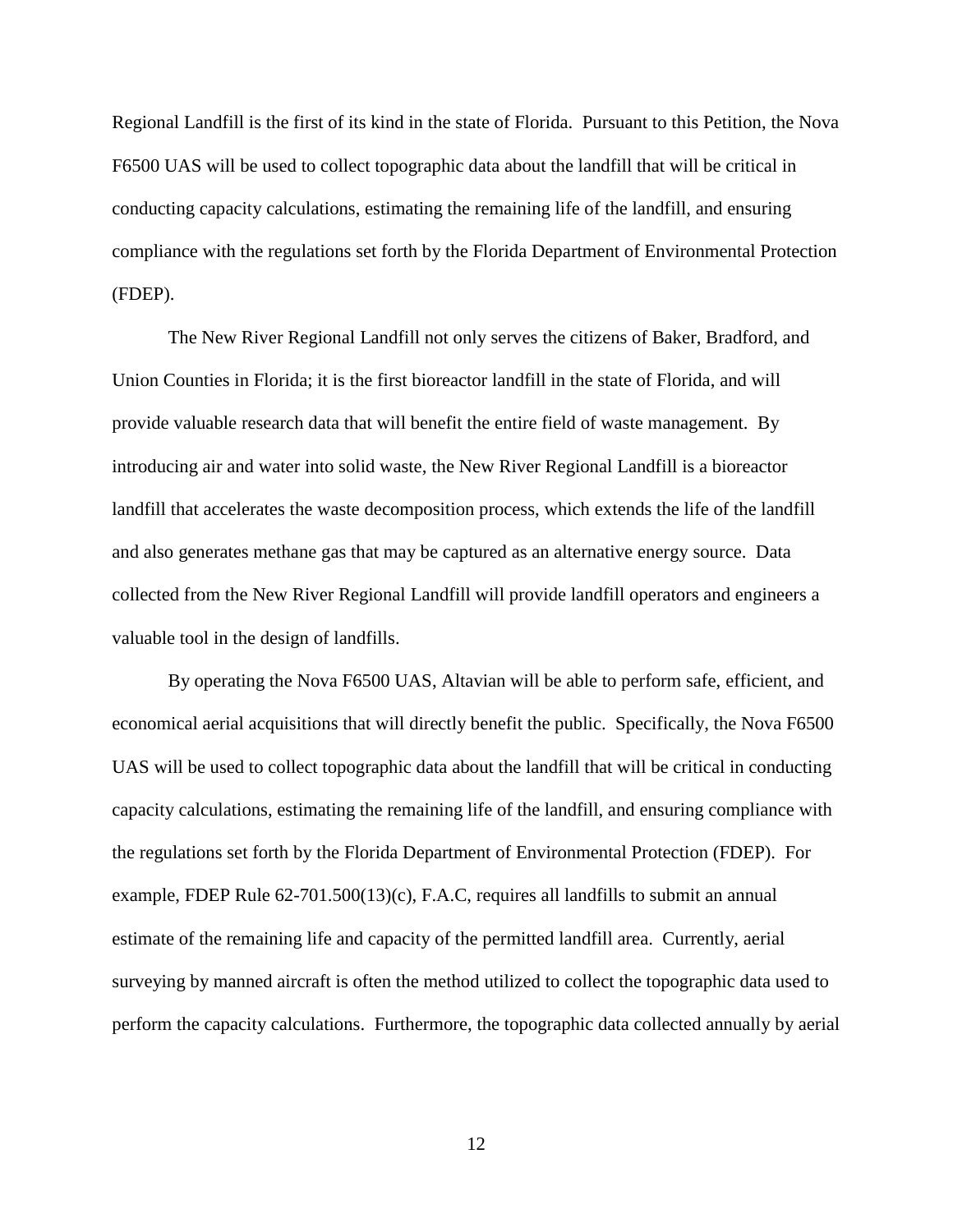Regional Landfill is the first of its kind in the state of Florida. Pursuant to this Petition, the Nova F6500 UAS will be used to collect topographic data about the landfill that will be critical in conducting capacity calculations, estimating the remaining life of the landfill, and ensuring compliance with the regulations set forth by the Florida Department of Environmental Protection (FDEP).

The New River Regional Landfill not only serves the citizens of Baker, Bradford, and Union Counties in Florida; it is the first bioreactor landfill in the state of Florida, and will provide valuable research data that will benefit the entire field of waste management. By introducing air and water into solid waste, the New River Regional Landfill is a bioreactor landfill that accelerates the waste decomposition process, which extends the life of the landfill and also generates methane gas that may be captured as an alternative energy source. Data collected from the New River Regional Landfill will provide landfill operators and engineers a valuable tool in the design of landfills.

By operating the Nova F6500 UAS, Altavian will be able to perform safe, efficient, and economical aerial acquisitions that will directly benefit the public. Specifically, the Nova F6500 UAS will be used to collect topographic data about the landfill that will be critical in conducting capacity calculations, estimating the remaining life of the landfill, and ensuring compliance with the regulations set forth by the Florida Department of Environmental Protection (FDEP). For example, FDEP Rule 62-701.500(13)(c), F.A.C, requires all landfills to submit an annual estimate of the remaining life and capacity of the permitted landfill area. Currently, aerial surveying by manned aircraft is often the method utilized to collect the topographic data used to perform the capacity calculations. Furthermore, the topographic data collected annually by aerial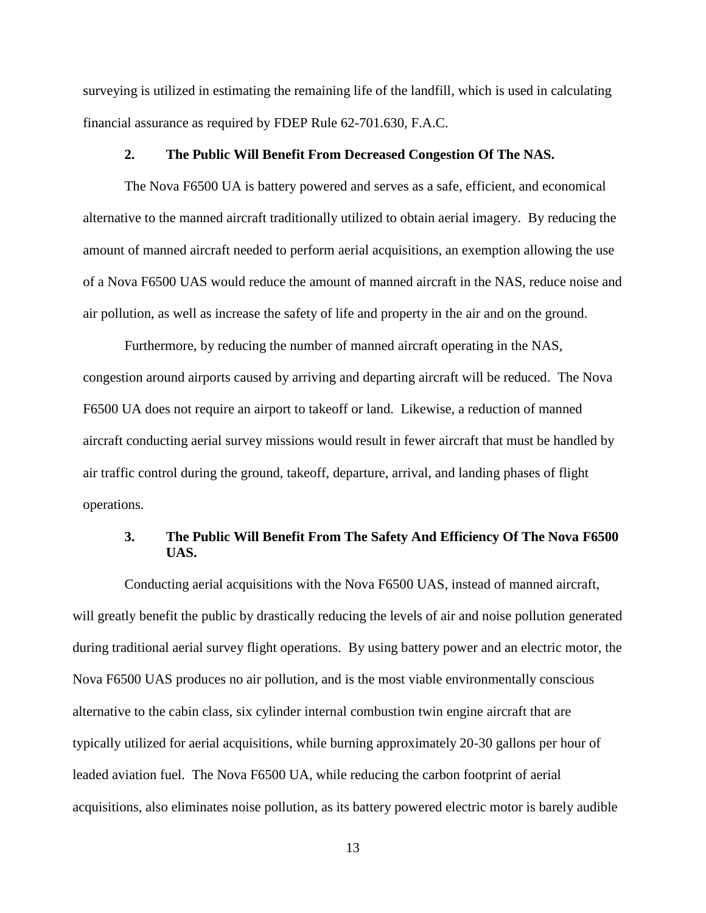surveying is utilized in estimating the remaining life of the landfill, which is used in calculating financial assurance as required by FDEP Rule 62-701.630, F.A.C.

**2. The Public Will Benefit From Decreased Congestion Of The NAS.**

The Nova F6500 UA is battery powered and serves as a safe, efficient, and economical alternative to the manned aircraft traditionally utilized to obtain aerial imagery. By reducing the amount of manned aircraft needed to perform aerial acquisitions, an exemption allowing the use of a Nova F6500 UAS would reduce the amount of manned aircraft in the NAS, reduce noise and air pollution, as well as increase the safety of life and property in the air and on the ground.

Furthermore, by reducing the number of manned aircraft operating in the NAS, congestion around airports caused by arriving and departing aircraft will be reduced. The Nova F6500 UA does not require an airport to takeoff or land. Likewise, a reduction of manned aircraft conducting aerial survey missions would result in fewer aircraft that must be handled by air traffic control during the ground, takeoff, departure, arrival, and landing phases of flight operations.

**3. The Public Will Benefit From The Safety And Efficiency Of The Nova F6500 UAS.**

Conducting aerial acquisitions with the Nova F6500 UAS, instead of manned aircraft, will greatly benefit the public by drastically reducing the levels of air and noise pollution generated during traditional aerial survey flight operations. By using battery power and an electric motor, the Nova F6500 UAS produces no air pollution, and is the most viable environmentally conscious alternative to the cabin class, six cylinder internal combustion twin engine aircraft that are typically utilized for aerial acquisitions, while burning approximately 20-30 gallons per hour of leaded aviation fuel. The Nova F6500 UA, while reducing the carbon footprint of aerial acquisitions, also eliminates noise pollution, as its battery powered electric motor is barely audible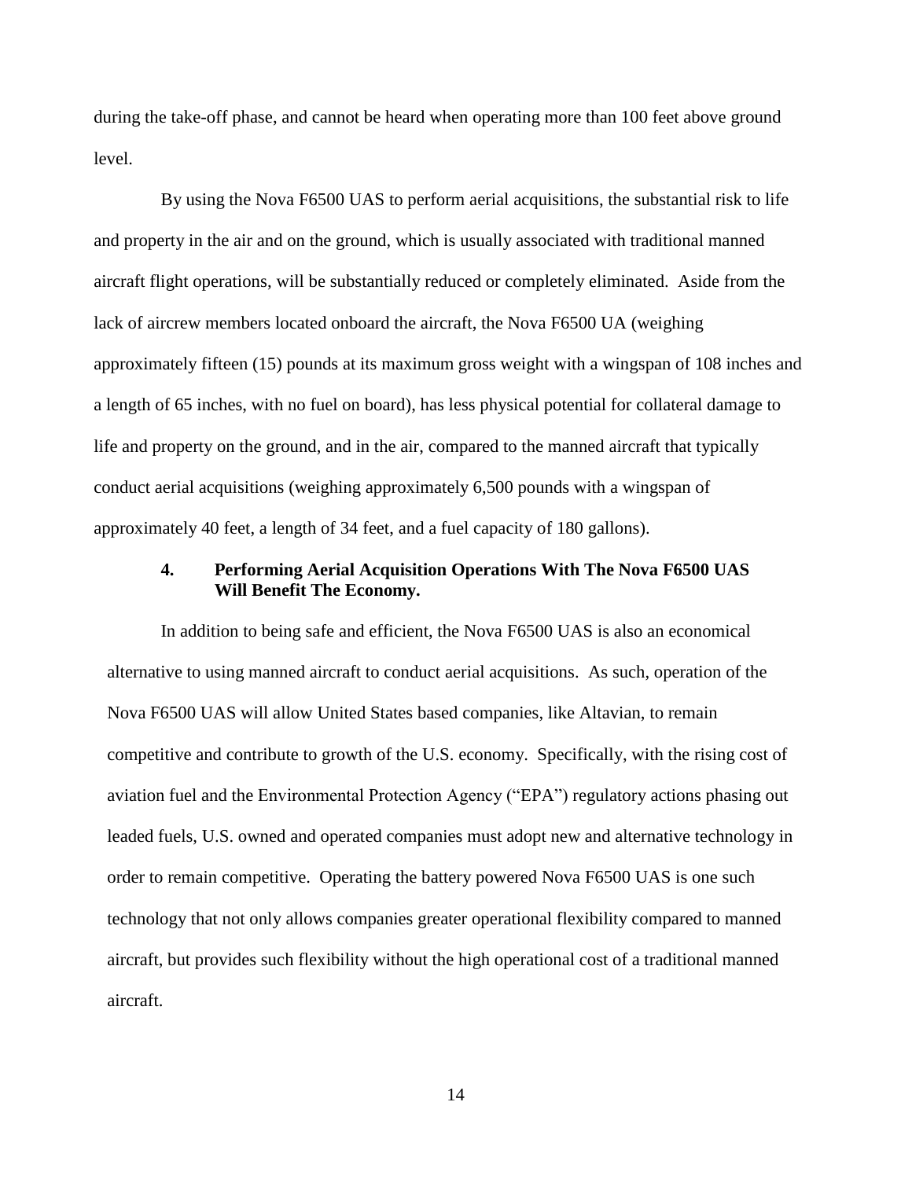during the take-off phase, and cannot be heard when operating more than 100 feet above ground level.

By using the Nova F6500 UAS to perform aerial acquisitions, the substantial risk to life and property in the air and on the ground, which is usually associated with traditional manned aircraft flight operations, will be substantially reduced or completely eliminated. Aside from the lack of aircrew members located onboard the aircraft, the Nova F6500 UA (weighing approximately fifteen (15) pounds at its maximum gross weight with a wingspan of 108 inches and a length of 65 inches, with no fuel on board), has less physical potential for collateral damage to life and property on the ground, and in the air, compared to the manned aircraft that typically conduct aerial acquisitions (weighing approximately 6,500 pounds with a wingspan of approximately 40 feet, a length of 34 feet, and a fuel capacity of 180 gallons).

### 4. Performing Aerial Acquisition Operations With The Nova F6500 UAS Will Benefit The Economy.

In addition to being safe and efficient, the Nova F6500 UAS is also an economical alternative to using manned aircraft to conduct aerial acquisitions. As such, operation of the Nova F6500 UAS will allow United States based companies, like Altavian, to remain competitive and contribute to growth of the U.S. economy. Specifically, with the rising cost of aviation fuel and the Environmental Protection Agency ("EPA") regulatory actions phasing out leaded fuels, U.S. owned and operated companies must adopt new and alternative technology in order to remain competitive. Operating the battery powered Nova F6500 UAS is one such technology that not only allows companies greater operational flexibility compared to manned aircraft, but provides such flexibility without the high operational cost of a traditional manned aircraft.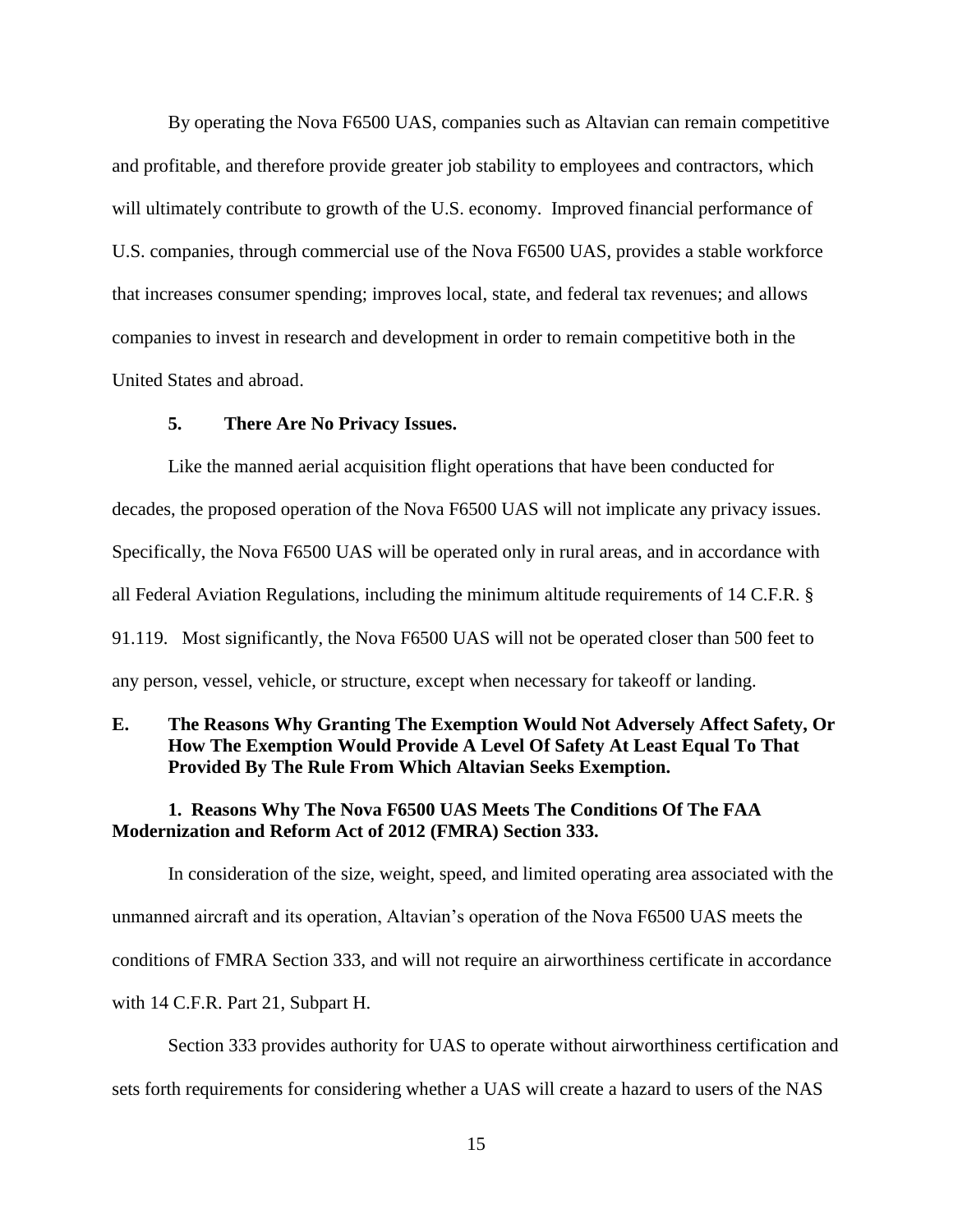By operating the Nova F6500 UAS, companies such as Altavian can remain competitive and profitable, and therefore provide greater job stability to employees and contractors, which will ultimately contribute to growth of the U.S. economy. Improved financial performance of U.S. companies, through commercial use of the Nova F6500 UAS, provides a stable workforce that increases consumer spending; improves local, state, and federal tax revenues; and allows companies to invest in research and development in order to remain competitive both in the United States and abroad.

#### 5. There Are No Privacy Issues.

Like the manned aerial acquisition flight operations that have been conducted for decades, the proposed operation of the Nova F6500 UAS will not implicate any privacy issues. Specifically, the Nova F6500 UAS will be operated only in rural areas, and in accordance with all Federal Aviation Regulations, including the minimum altitude requirements of 14 C.F.R. § 91.119. Most significantly, the Nova F6500 UAS will not be operated closer than 500 feet to any person, vessel, vehicle, or structure, except when necessary for takeoff or landing.

### E. The Reasons Why Granting The Exemption Would Not Adversely Affect Safety, Or How The Exemption Would Provide A Level Of Safety At Least Equal To That Provided By The Rule From Which Altavian Seeks Exemption.

#### 1. Reasons Why The Nova F6500 UAS Meets The Conditions Of The FAA Modernization and Reform Act of 2012 (FMRA) Section 333.

In consideration of the size, weight, speed, and limited operating area associated with the unmanned aircraft and its operation, Altavian's operation of the Nova F6500 UAS meets the conditions of FMRA Section 333, and will not require an airworthiness certificate in accordance with 14 C.F.R. Part 21, Subpart H.

Section 333 provides authority for UAS to operate without airworthiness certification and sets forth requirements for considering whether a UAS will create a hazard to users of the NAS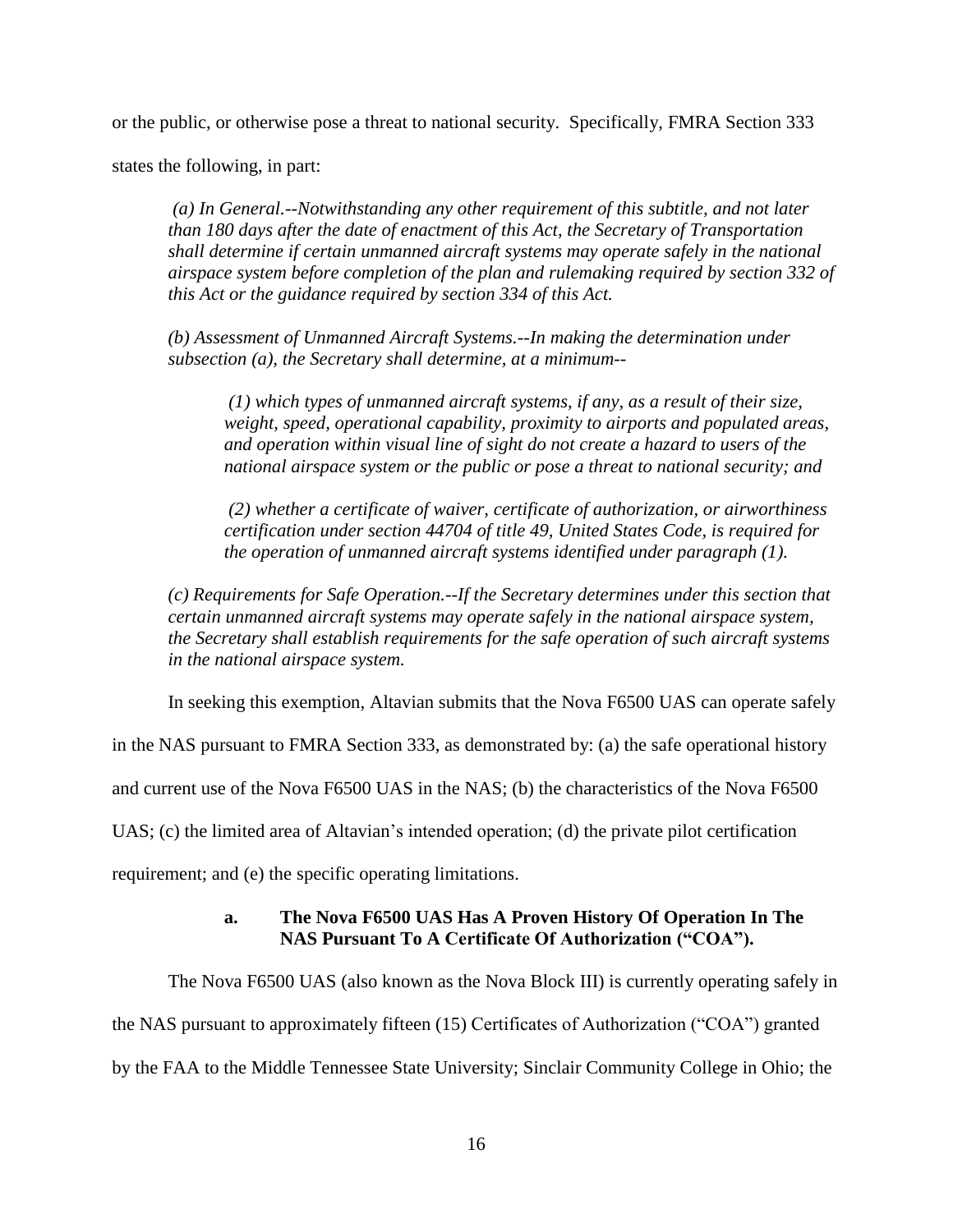or the public, or otherwise pose a threat to national security. Specifically, FMRA Section 333 states the following, in part:

> *(a) In General.--Notwithstanding any other requirement of this subtitle, and not later than 180 days after the date of enactment of this Act, the Secretary of Transportation shall determine if certain unmanned aircraft systems may operate safely in the national airspace system before completion of the plan and rulemaking required by section 332 of this Act or the guidance required by section 334 of this Act.*
>
> *(b) Assessment of Unmanned Aircraft Systems.--In making the determination under subsection (a), the Secretary shall determine, at a minimum--*
>
> > *(1) which types of unmanned aircraft systems, if any, as a result of their size, weight, speed, operational capability, proximity to airports and populated areas, and operation within visual line of sight do not create a hazard to users of the national airspace system or the public or pose a threat to national security; and*
> >
> > *(2) whether a certificate of waiver, certificate of authorization, or airworthiness certification under section 44704 of title 49, United States Code, is required for the operation of unmanned aircraft systems identified under paragraph (1).*
>
> *(c) Requirements for Safe Operation.--If the Secretary determines under this section that certain unmanned aircraft systems may operate safely in the national airspace system, the Secretary shall establish requirements for the safe operation of such aircraft systems in the national airspace system.*

In seeking this exemption, Altavian submits that the Nova F6500 UAS can operate safely in the NAS pursuant to FMRA Section 333, as demonstrated by: (a) the safe operational history and current use of the Nova F6500 UAS in the NAS; (b) the characteristics of the Nova F6500 UAS; (c) the limited area of Altavian's intended operation; (d) the private pilot certification requirement; and (e) the specific operating limitations.

### a. The Nova F6500 UAS Has A Proven History Of Operation In The NAS Pursuant To A Certificate Of Authorization ("COA").

The Nova F6500 UAS (also known as the Nova Block III) is currently operating safely in the NAS pursuant to approximately fifteen (15) Certificates of Authorization ("COA") granted by the FAA to the Middle Tennessee State University; Sinclair Community College in Ohio; the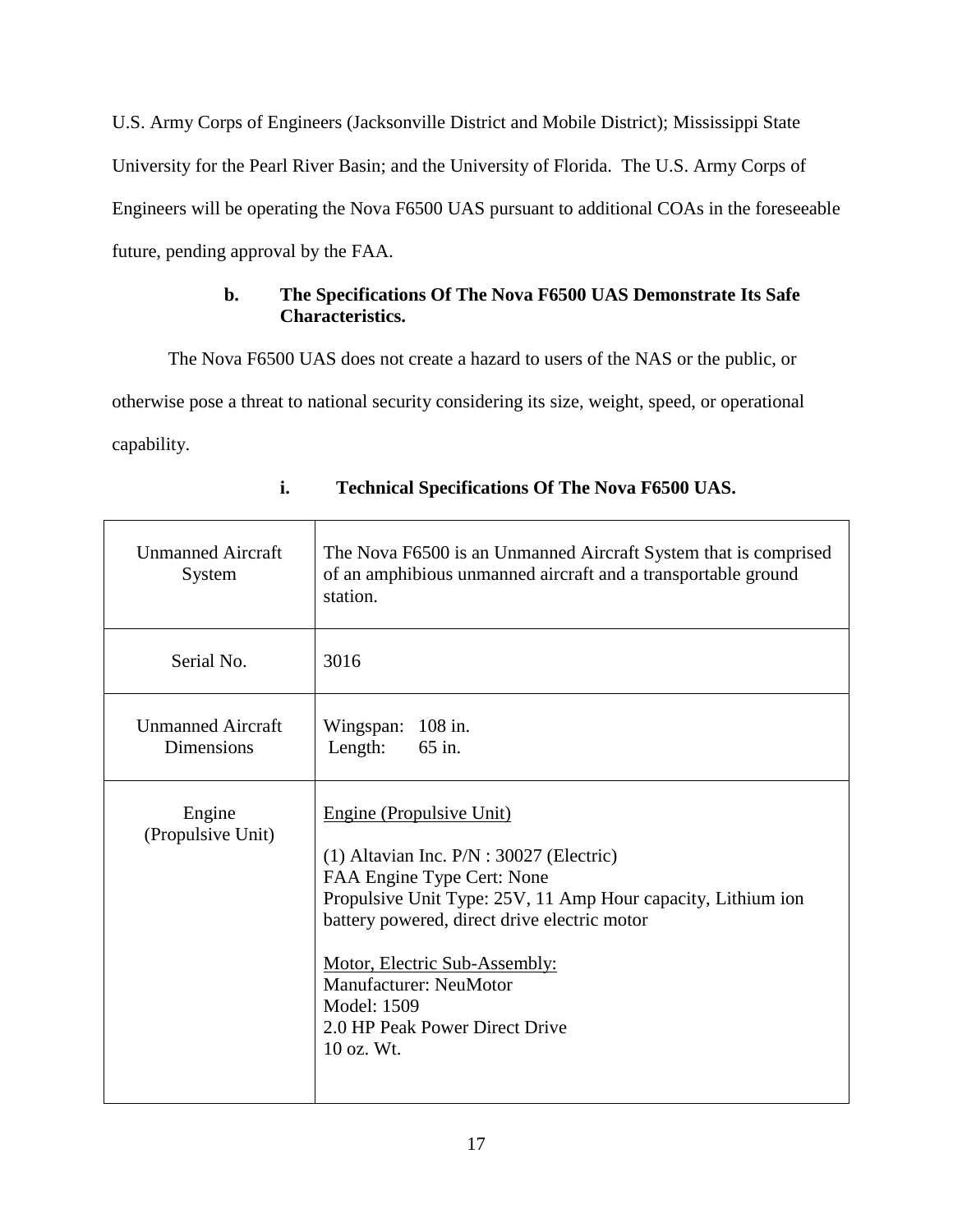U.S. Army Corps of Engineers (Jacksonville District and Mobile District); Mississippi State University for the Pearl River Basin; and the University of Florida. The U.S. Army Corps of Engineers will be operating the Nova F6500 UAS pursuant to additional COAs in the foreseeable future, pending approval by the FAA.

**b. The Specifications Of The Nova F6500 UAS Demonstrate Its Safe Characteristics.**

The Nova F6500 UAS does not create a hazard to users of the NAS or the public, or otherwise pose a threat to national security considering its size, weight, speed, or operational capability.

**i. Technical Specifications Of The Nova F6500 UAS.**

| | |
|---|---|
| Unmanned Aircraft System | The Nova F6500 is an Unmanned Aircraft System that is comprised of an amphibious unmanned aircraft and a transportable ground station. |
| Serial No. | 3016 |
| Unmanned Aircraft Dimensions | Wingspan: 108 in.<br>Length: 65 in. |
| Engine (Propulsive Unit) | <u>Engine (Propulsive Unit)</u><br><br>(1) Altavian Inc. P/N : 30027 (Electric)<br>FAA Engine Type Cert: None<br>Propulsive Unit Type: 25V, 11 Amp Hour capacity, Lithium ion battery powered, direct drive electric motor<br><br><u>Motor, Electric Sub-Assembly:</u><br>Manufacturer: NeuMotor<br>Model: 1509<br>2.0 HP Peak Power Direct Drive<br>10 oz. Wt. |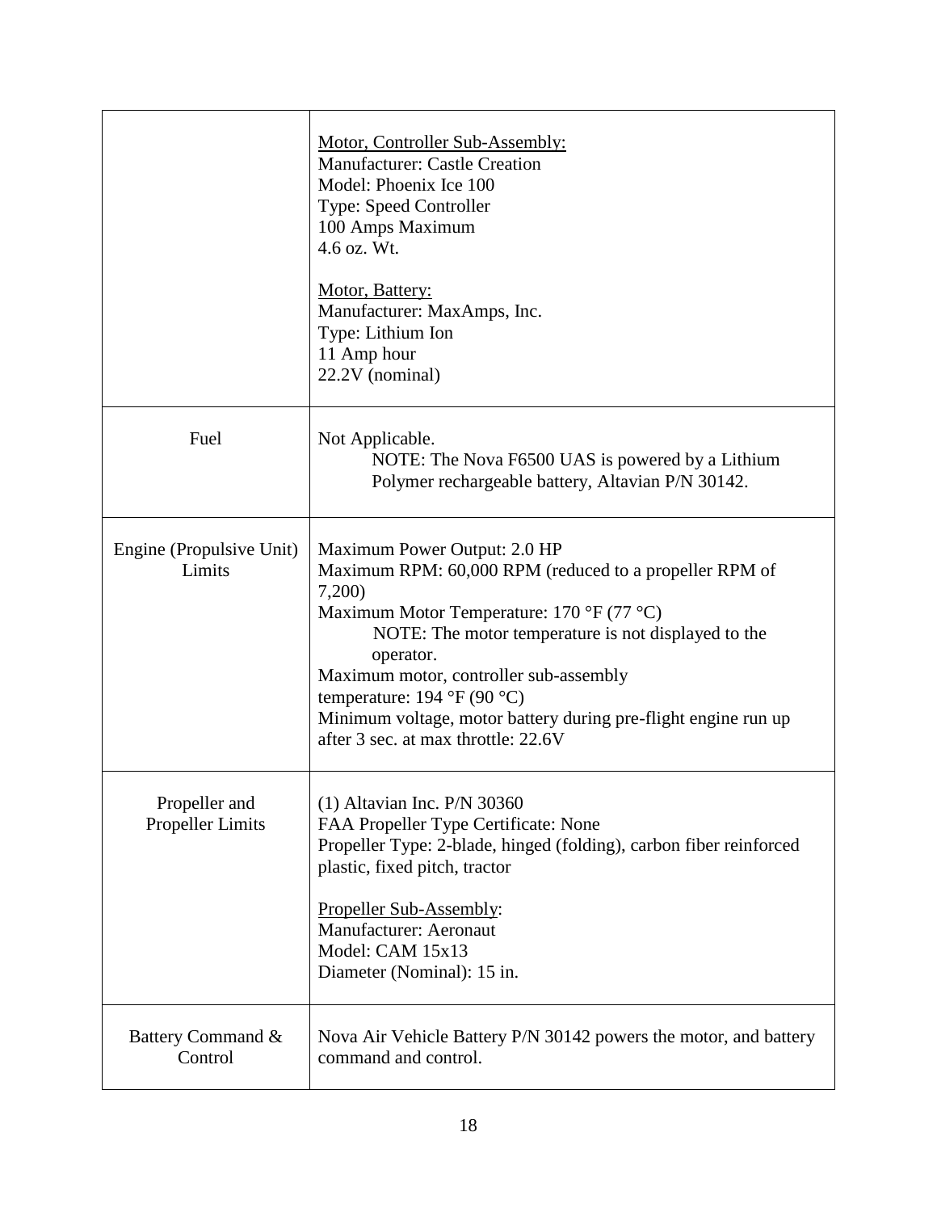| | |
|---|---|
| | <u>Motor, Controller Sub-Assembly:</u><br>Manufacturer: Castle Creation<br>Model: Phoenix Ice 100<br>Type: Speed Controller<br>100 Amps Maximum<br>4.6 oz. Wt.<br><br><u>Motor, Battery:</u><br>Manufacturer: MaxAmps, Inc.<br>Type: Lithium Ion<br>11 Amp hour<br>22.2V (nominal) |
| Fuel | Not Applicable.<br>NOTE: The Nova F6500 UAS is powered by a Lithium Polymer rechargeable battery, Altavian P/N 30142. |
| Engine (Propulsive Unit) Limits | Maximum Power Output: 2.0 HP<br>Maximum RPM: 60,000 RPM (reduced to a propeller RPM of 7,200)<br>Maximum Motor Temperature: 170 °F (77 °C)<br>NOTE: The motor temperature is not displayed to the operator.<br>Maximum motor, controller sub-assembly temperature: 194 °F (90 °C)<br>Minimum voltage, motor battery during pre-flight engine run up after 3 sec. at max throttle: 22.6V |
| Propeller and Propeller Limits | (1) Altavian Inc. P/N 30360<br>FAA Propeller Type Certificate: None<br>Propeller Type: 2-blade, hinged (folding), carbon fiber reinforced plastic, fixed pitch, tractor<br><br><u>Propeller Sub-Assembly</u>:<br>Manufacturer: Aeronaut<br>Model: CAM 15x13<br>Diameter (Nominal): 15 in. |
| Battery Command & Control | Nova Air Vehicle Battery P/N 30142 powers the motor, and battery command and control. |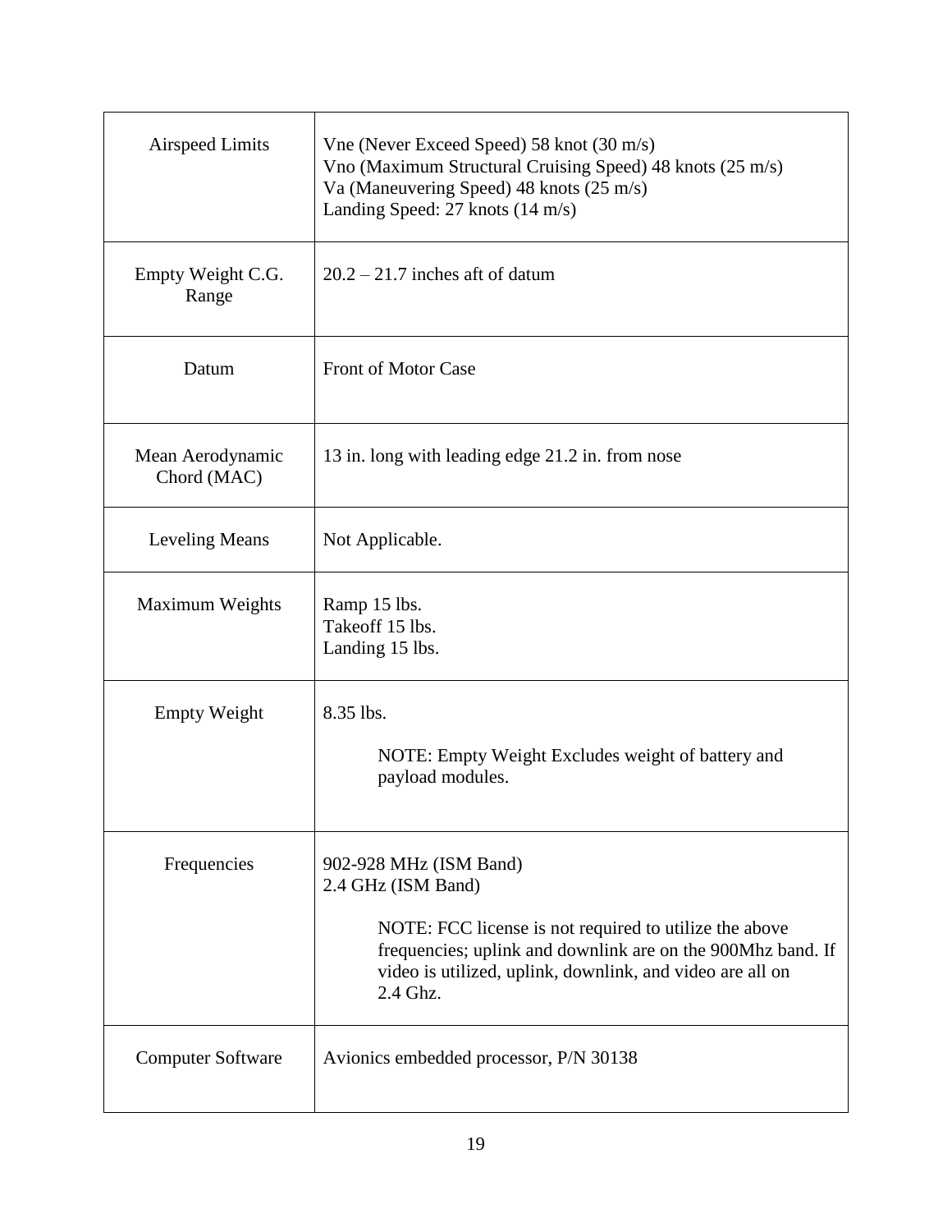| | |
|---|---|
| Airspeed Limits | Vne (Never Exceed Speed) 58 knot (30 m/s)<br>Vno (Maximum Structural Cruising Speed) 48 knots (25 m/s)<br>Va (Maneuvering Speed) 48 knots (25 m/s)<br>Landing Speed: 27 knots (14 m/s) |
| Empty Weight C.G. Range | 20.2 – 21.7 inches aft of datum |
| Datum | Front of Motor Case |
| Mean Aerodynamic Chord (MAC) | 13 in. long with leading edge 21.2 in. from nose |
| Leveling Means | Not Applicable. |
| Maximum Weights | Ramp 15 lbs.<br>Takeoff 15 lbs.<br>Landing 15 lbs. |
| Empty Weight | 8.35 lbs.<br><br>NOTE: Empty Weight Excludes weight of battery and payload modules. |
| Frequencies | 902-928 MHz (ISM Band)<br>2.4 GHz (ISM Band)<br><br>NOTE: FCC license is not required to utilize the above frequencies; uplink and downlink are on the 900Mhz band. If video is utilized, uplink, downlink, and video are all on 2.4 Ghz. |
| Computer Software | Avionics embedded processor, P/N 30138 |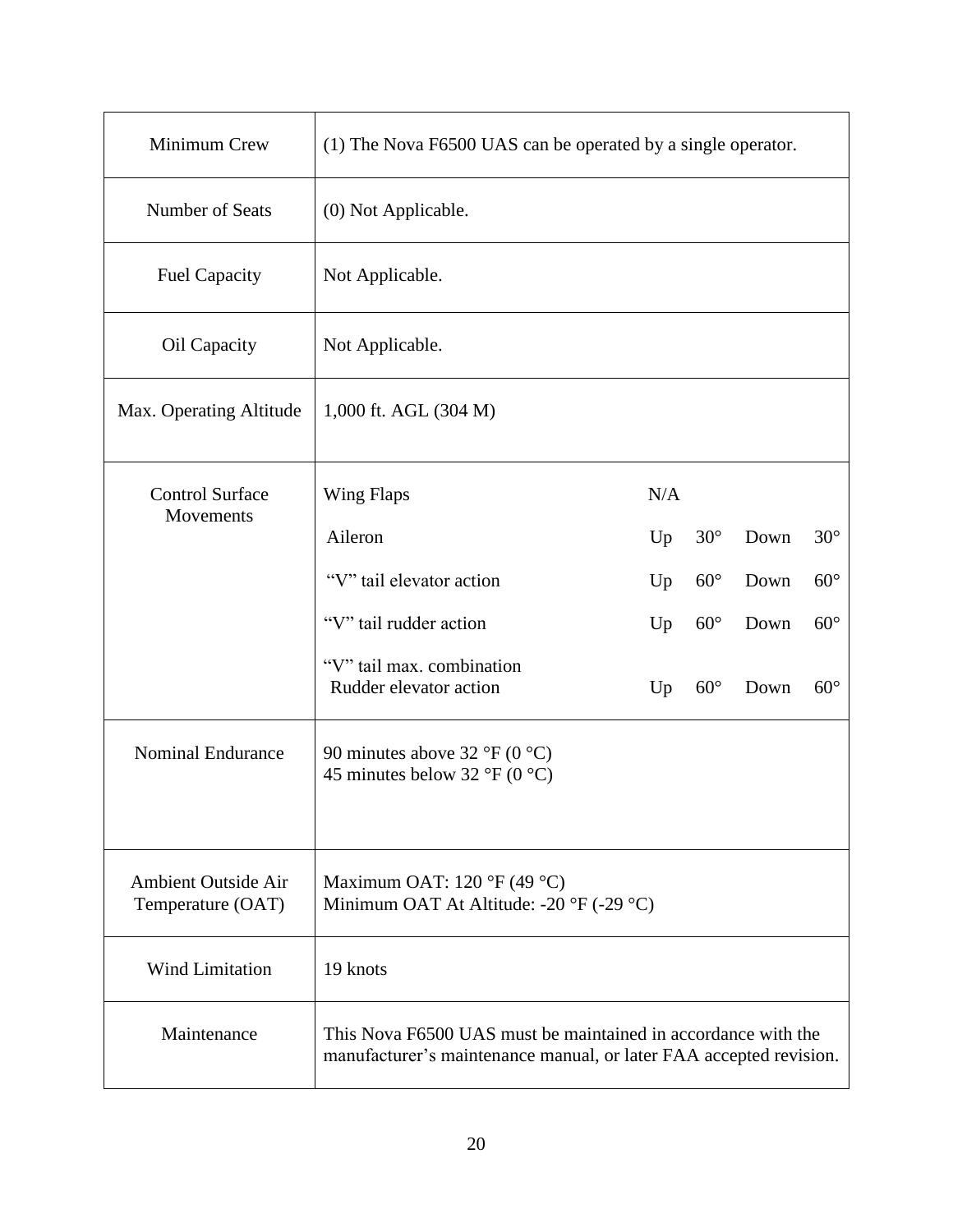| | |
|---|---|
| Minimum Crew | (1) The Nova F6500 UAS can be operated by a single operator. |
| Number of Seats | (0) Not Applicable. |
| Fuel Capacity | Not Applicable. |
| Oil Capacity | Not Applicable. |
| Max. Operating Altitude | 1,000 ft. AGL (304 M) |
| Control Surface Movements | Wing Flaps N/A<br>Aileron Up 30° Down 30°<br>"V" tail elevator action Up 60° Down 60°<br>"V" tail rudder action Up 60° Down 60°<br>"V" tail max. combination Rudder elevator action Up 60° Down 60° |
| Nominal Endurance | 90 minutes above 32 °F (0 °C)<br>45 minutes below 32 °F (0 °C) |
| Ambient Outside Air Temperature (OAT) | Maximum OAT: 120 °F (49 °C)<br>Minimum OAT At Altitude: -20 °F (-29 °C) |
| Wind Limitation | 19 knots |
| Maintenance | This Nova F6500 UAS must be maintained in accordance with the manufacturer's maintenance manual, or later FAA accepted revision. |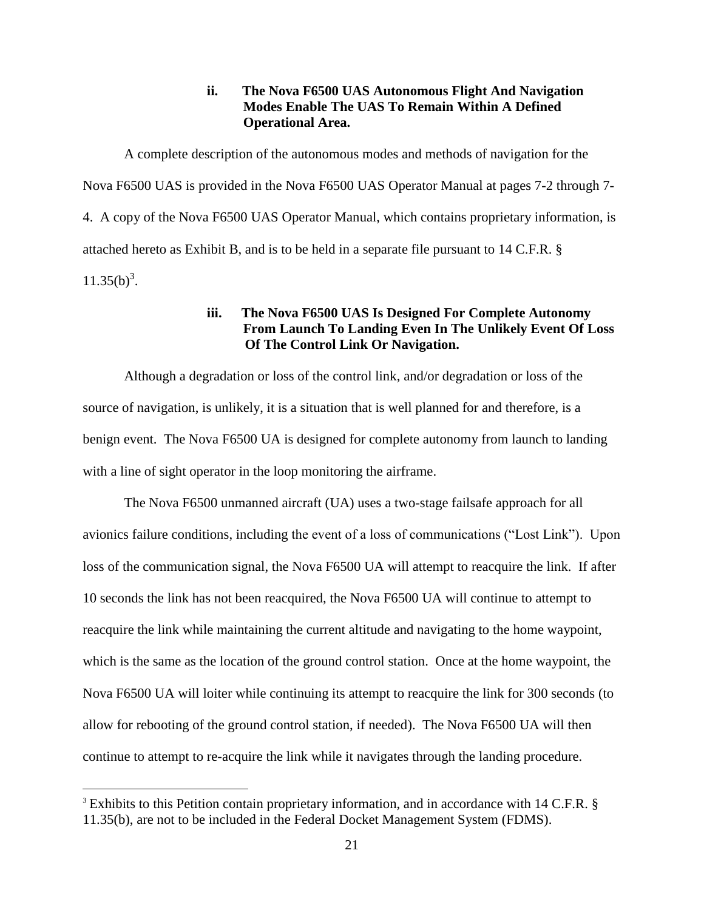### ii. The Nova F6500 UAS Autonomous Flight And Navigation Modes Enable The UAS To Remain Within A Defined Operational Area.

A complete description of the autonomous modes and methods of navigation for the Nova F6500 UAS is provided in the Nova F6500 UAS Operator Manual at pages 7-2 through 7-4. A copy of the Nova F6500 UAS Operator Manual, which contains proprietary information, is attached hereto as Exhibit B, and is to be held in a separate file pursuant to 14 C.F.R. § 11.35(b)[3].

### iii. The Nova F6500 UAS Is Designed For Complete Autonomy From Launch To Landing Even In The Unlikely Event Of Loss Of The Control Link Or Navigation.

Although a degradation or loss of the control link, and/or degradation or loss of the source of navigation, is unlikely, it is a situation that is well planned for and therefore, is a benign event. The Nova F6500 UA is designed for complete autonomy from launch to landing with a line of sight operator in the loop monitoring the airframe.

The Nova F6500 unmanned aircraft (UA) uses a two-stage failsafe approach for all avionics failure conditions, including the event of a loss of communications ("Lost Link"). Upon loss of the communication signal, the Nova F6500 UA will attempt to reacquire the link. If after 10 seconds the link has not been reacquired, the Nova F6500 UA will continue to attempt to reacquire the link while maintaining the current altitude and navigating to the home waypoint, which is the same as the location of the ground control station. Once at the home waypoint, the Nova F6500 UA will loiter while continuing its attempt to reacquire the link for 300 seconds (to allow for rebooting of the ground control station, if needed). The Nova F6500 UA will then continue to attempt to re-acquire the link while it navigates through the landing procedure.

[3] Exhibits to this Petition contain proprietary information, and in accordance with 14 C.F.R. § 11.35(b), are not to be included in the Federal Docket Management System (FDMS).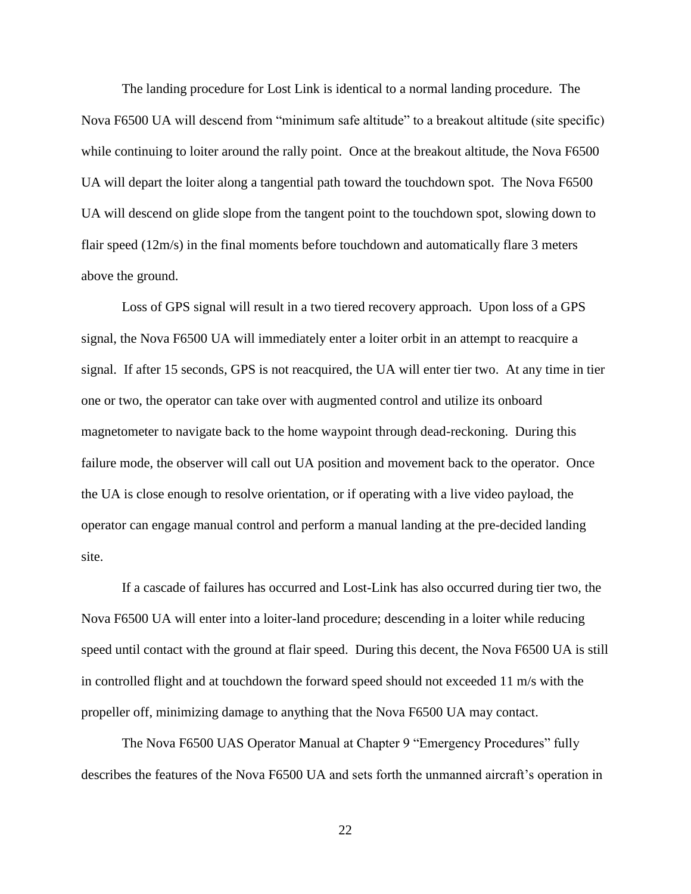The landing procedure for Lost Link is identical to a normal landing procedure. The Nova F6500 UA will descend from "minimum safe altitude" to a breakout altitude (site specific) while continuing to loiter around the rally point. Once at the breakout altitude, the Nova F6500 UA will depart the loiter along a tangential path toward the touchdown spot. The Nova F6500 UA will descend on glide slope from the tangent point to the touchdown spot, slowing down to flair speed (12m/s) in the final moments before touchdown and automatically flare 3 meters above the ground.

Loss of GPS signal will result in a two tiered recovery approach. Upon loss of a GPS signal, the Nova F6500 UA will immediately enter a loiter orbit in an attempt to reacquire a signal. If after 15 seconds, GPS is not reacquired, the UA will enter tier two. At any time in tier one or two, the operator can take over with augmented control and utilize its onboard magnetometer to navigate back to the home waypoint through dead-reckoning. During this failure mode, the observer will call out UA position and movement back to the operator. Once the UA is close enough to resolve orientation, or if operating with a live video payload, the operator can engage manual control and perform a manual landing at the pre-decided landing site.

If a cascade of failures has occurred and Lost-Link has also occurred during tier two, the Nova F6500 UA will enter into a loiter-land procedure; descending in a loiter while reducing speed until contact with the ground at flair speed. During this decent, the Nova F6500 UA is still in controlled flight and at touchdown the forward speed should not exceeded 11 m/s with the propeller off, minimizing damage to anything that the Nova F6500 UA may contact.

The Nova F6500 UAS Operator Manual at Chapter 9 "Emergency Procedures" fully describes the features of the Nova F6500 UA and sets forth the unmanned aircraft's operation in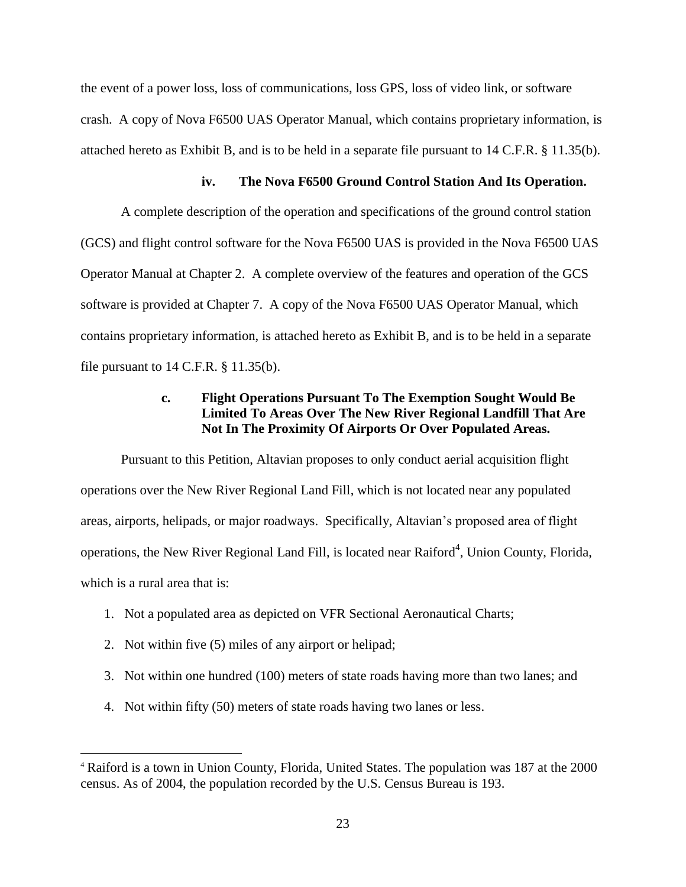the event of a power loss, loss of communications, loss GPS, loss of video link, or software crash. A copy of Nova F6500 UAS Operator Manual, which contains proprietary information, is attached hereto as Exhibit B, and is to be held in a separate file pursuant to 14 C.F.R. § 11.35(b).

#### iv. The Nova F6500 Ground Control Station And Its Operation.

A complete description of the operation and specifications of the ground control station (GCS) and flight control software for the Nova F6500 UAS is provided in the Nova F6500 UAS Operator Manual at Chapter 2. A complete overview of the features and operation of the GCS software is provided at Chapter 7. A copy of the Nova F6500 UAS Operator Manual, which contains proprietary information, is attached hereto as Exhibit B, and is to be held in a separate file pursuant to 14 C.F.R. § 11.35(b).

### c. Flight Operations Pursuant To The Exemption Sought Would Be Limited To Areas Over The New River Regional Landfill That Are Not In The Proximity Of Airports Or Over Populated Areas.

Pursuant to this Petition, Altavian proposes to only conduct aerial acquisition flight operations over the New River Regional Land Fill, which is not located near any populated areas, airports, helipads, or major roadways. Specifically, Altavian's proposed area of flight operations, the New River Regional Land Fill, is located near Raiford[4], Union County, Florida, which is a rural area that is:

1. Not a populated area as depicted on VFR Sectional Aeronautical Charts;
2. Not within five (5) miles of any airport or helipad;
3. Not within one hundred (100) meters of state roads having more than two lanes; and
4. Not within fifty (50) meters of state roads having two lanes or less.

---

[4] Raiford is a town in Union County, Florida, United States. The population was 187 at the 2000 census. As of 2004, the population recorded by the U.S. Census Bureau is 193.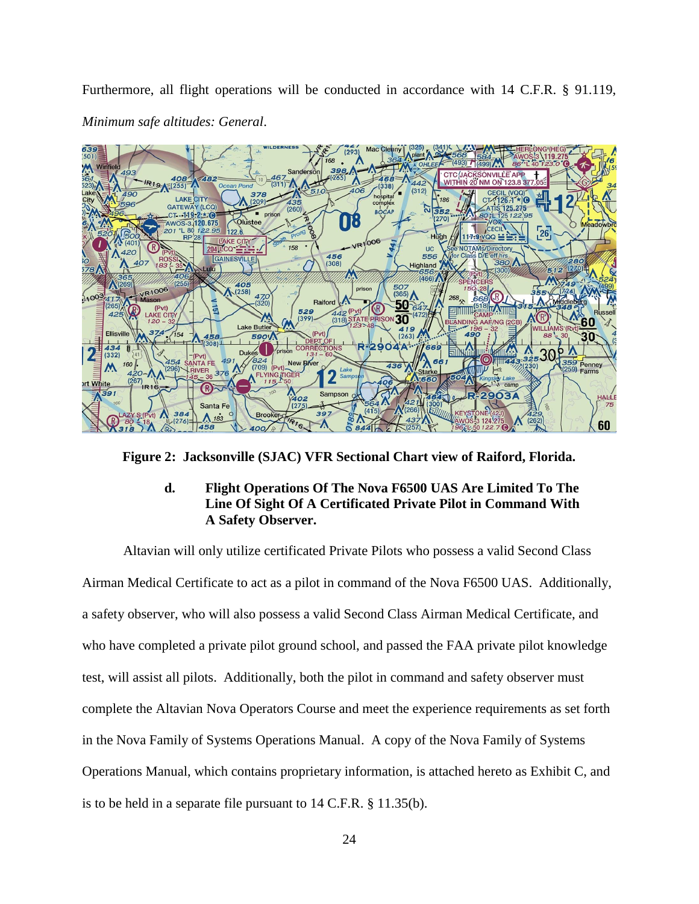Furthermore, all flight operations will be conducted in accordance with 14 C.F.R. § 91.119, *Minimum safe altitudes: General*.

**Figure 2: Jacksonville (SJAC) VFR Sectional Chart view of Raiford, Florida.**

**d. Flight Operations Of The Nova F6500 UAS Are Limited To The Line Of Sight Of A Certificated Private Pilot in Command With A Safety Observer.**

Altavian will only utilize certificated Private Pilots who possess a valid Second Class Airman Medical Certificate to act as a pilot in command of the Nova F6500 UAS. Additionally, a safety observer, who will also possess a valid Second Class Airman Medical Certificate, and who have completed a private pilot ground school, and passed the FAA private pilot knowledge test, will assist all pilots. Additionally, both the pilot in command and safety observer must complete the Altavian Nova Operators Course and meet the experience requirements as set forth in the Nova Family of Systems Operations Manual. A copy of the Nova Family of Systems Operations Manual, which contains proprietary information, is attached hereto as Exhibit C, and is to be held in a separate file pursuant to 14 C.F.R. § 11.35(b).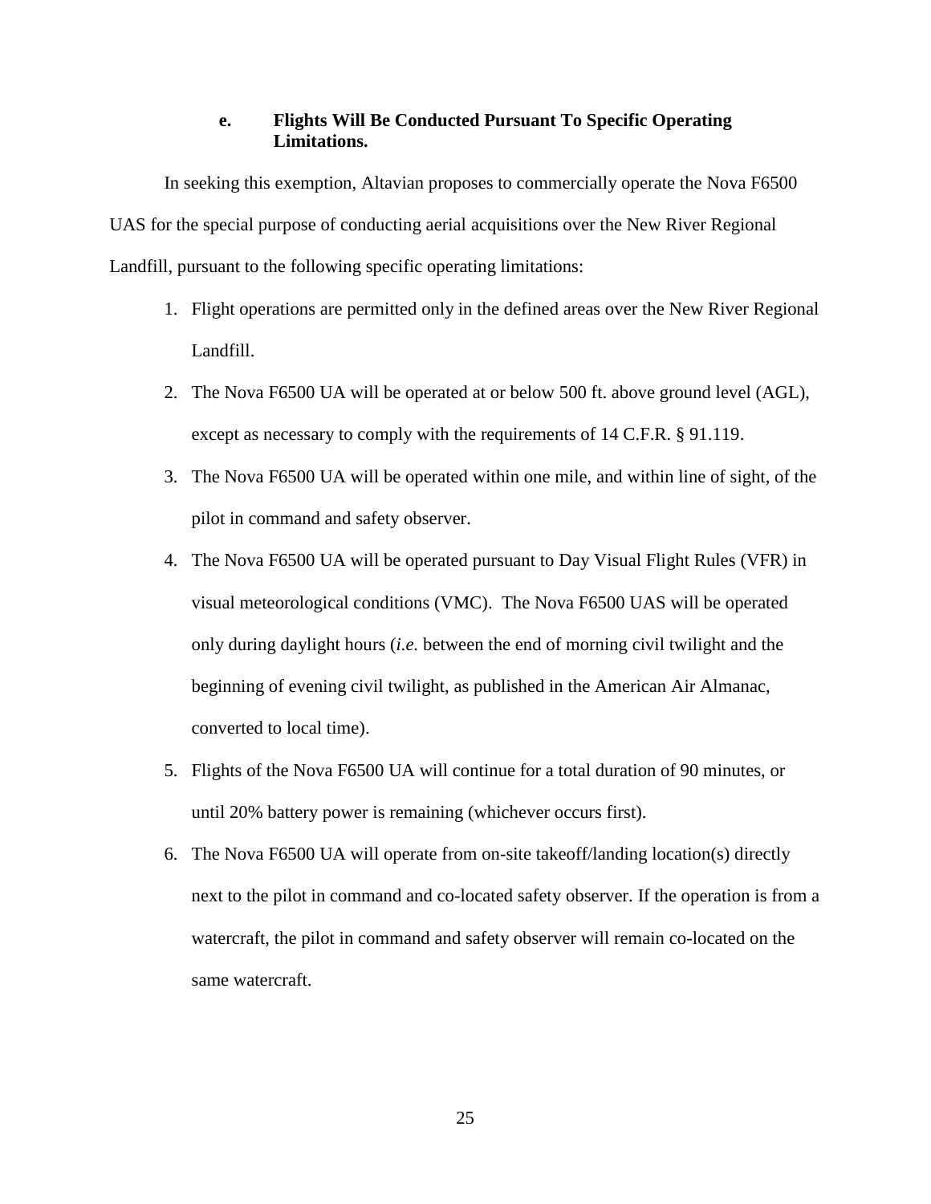#### e. Flights Will Be Conducted Pursuant To Specific Operating Limitations.

In seeking this exemption, Altavian proposes to commercially operate the Nova F6500 UAS for the special purpose of conducting aerial acquisitions over the New River Regional Landfill, pursuant to the following specific operating limitations:

1. Flight operations are permitted only in the defined areas over the New River Regional Landfill.
2. The Nova F6500 UA will be operated at or below 500 ft. above ground level (AGL), except as necessary to comply with the requirements of 14 C.F.R. § 91.119.
3. The Nova F6500 UA will be operated within one mile, and within line of sight, of the pilot in command and safety observer.
4. The Nova F6500 UA will be operated pursuant to Day Visual Flight Rules (VFR) in visual meteorological conditions (VMC). The Nova F6500 UAS will be operated only during daylight hours (*i.e.* between the end of morning civil twilight and the beginning of evening civil twilight, as published in the American Air Almanac, converted to local time).
5. Flights of the Nova F6500 UA will continue for a total duration of 90 minutes, or until 20% battery power is remaining (whichever occurs first).
6. The Nova F6500 UA will operate from on-site takeoff/landing location(s) directly next to the pilot in command and co-located safety observer. If the operation is from a watercraft, the pilot in command and safety observer will remain co-located on the same watercraft.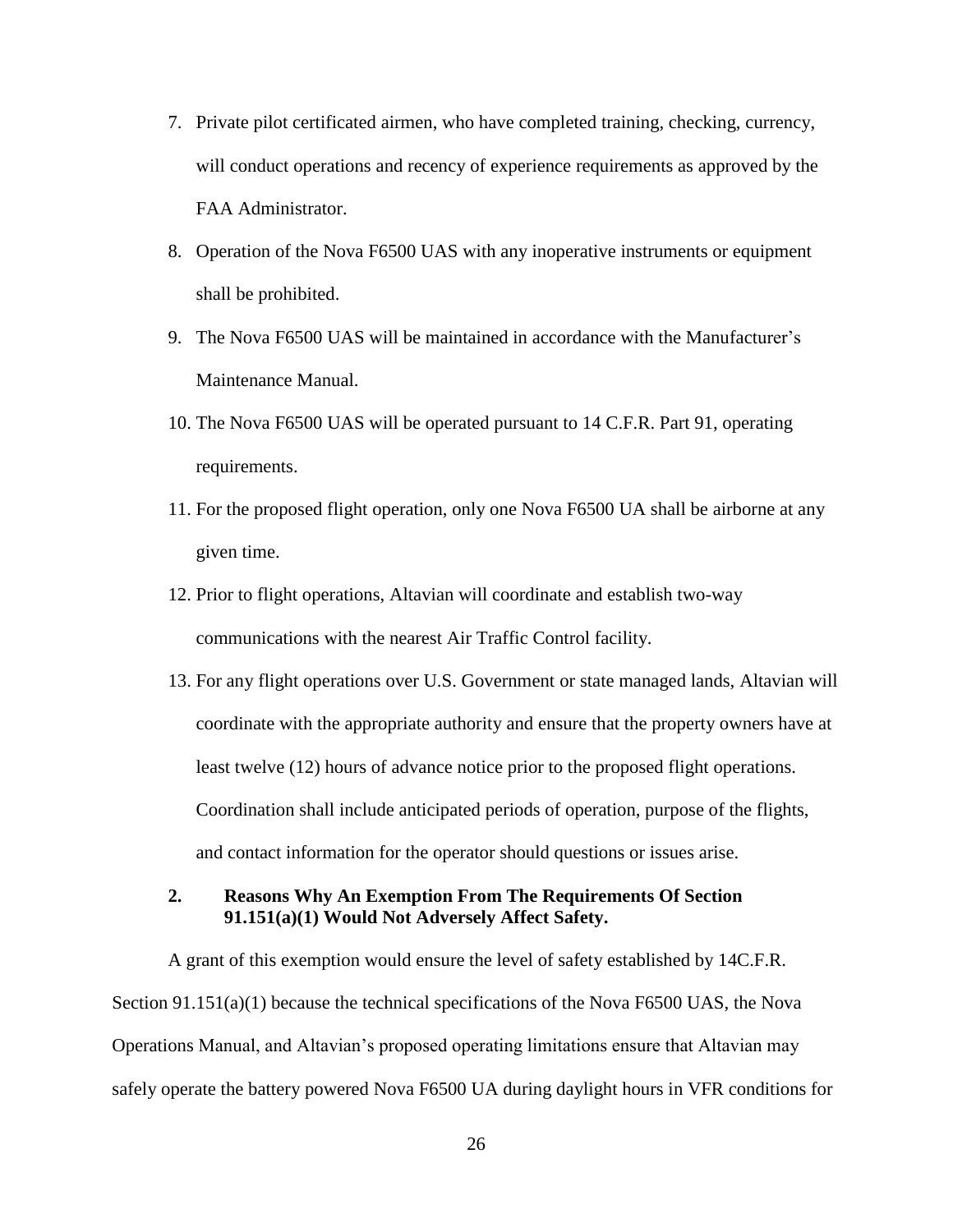7. Private pilot certificated airmen, who have completed training, checking, currency, will conduct operations and recency of experience requirements as approved by the FAA Administrator.
8. Operation of the Nova F6500 UAS with any inoperative instruments or equipment shall be prohibited.
9. The Nova F6500 UAS will be maintained in accordance with the Manufacturer's Maintenance Manual.
10. The Nova F6500 UAS will be operated pursuant to 14 C.F.R. Part 91, operating requirements.
11. For the proposed flight operation, only one Nova F6500 UA shall be airborne at any given time.
12. Prior to flight operations, Altavian will coordinate and establish two-way communications with the nearest Air Traffic Control facility.
13. For any flight operations over U.S. Government or state managed lands, Altavian will coordinate with the appropriate authority and ensure that the property owners have at least twelve (12) hours of advance notice prior to the proposed flight operations. Coordination shall include anticipated periods of operation, purpose of the flights, and contact information for the operator should questions or issues arise.

### 2. Reasons Why An Exemption From The Requirements Of Section 91.151(a)(1) Would Not Adversely Affect Safety.

A grant of this exemption would ensure the level of safety established by 14C.F.R. Section 91.151(a)(1) because the technical specifications of the Nova F6500 UAS, the Nova Operations Manual, and Altavian's proposed operating limitations ensure that Altavian may safely operate the battery powered Nova F6500 UA during daylight hours in VFR conditions for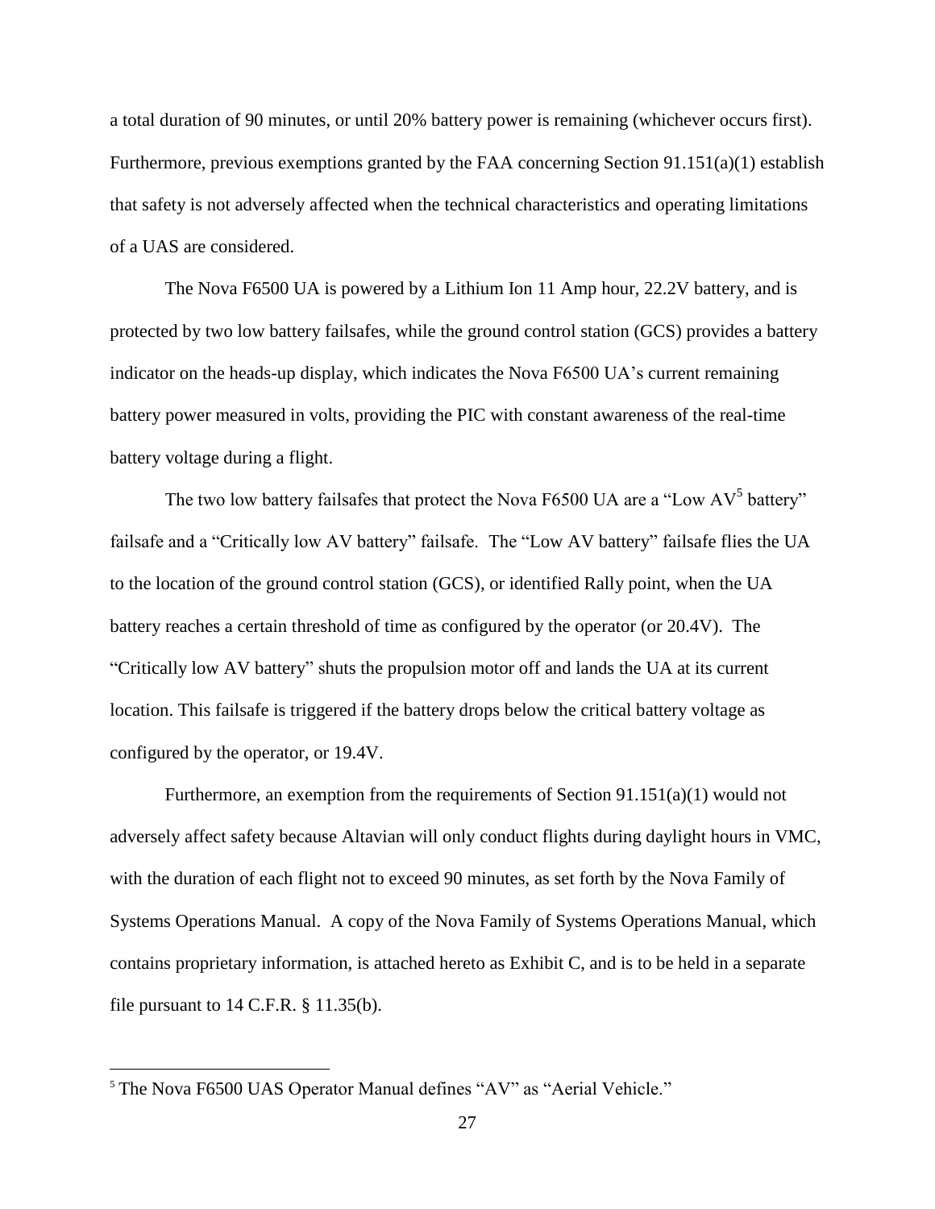a total duration of 90 minutes, or until 20% battery power is remaining (whichever occurs first). Furthermore, previous exemptions granted by the FAA concerning Section 91.151(a)(1) establish that safety is not adversely affected when the technical characteristics and operating limitations of a UAS are considered.

The Nova F6500 UA is powered by a Lithium Ion 11 Amp hour, 22.2V battery, and is protected by two low battery failsafes, while the ground control station (GCS) provides a battery indicator on the heads-up display, which indicates the Nova F6500 UA's current remaining battery power measured in volts, providing the PIC with constant awareness of the real-time battery voltage during a flight.

The two low battery failsafes that protect the Nova F6500 UA are a "Low AV[5] battery" failsafe and a "Critically low AV battery" failsafe. The "Low AV battery" failsafe flies the UA to the location of the ground control station (GCS), or identified Rally point, when the UA battery reaches a certain threshold of time as configured by the operator (or 20.4V). The "Critically low AV battery" shuts the propulsion motor off and lands the UA at its current location. This failsafe is triggered if the battery drops below the critical battery voltage as configured by the operator, or 19.4V.

Furthermore, an exemption from the requirements of Section 91.151(a)(1) would not adversely affect safety because Altavian will only conduct flights during daylight hours in VMC, with the duration of each flight not to exceed 90 minutes, as set forth by the Nova Family of Systems Operations Manual. A copy of the Nova Family of Systems Operations Manual, which contains proprietary information, is attached hereto as Exhibit C, and is to be held in a separate file pursuant to 14 C.F.R. § 11.35(b).

---

[5] The Nova F6500 UAS Operator Manual defines "AV" as "Aerial Vehicle."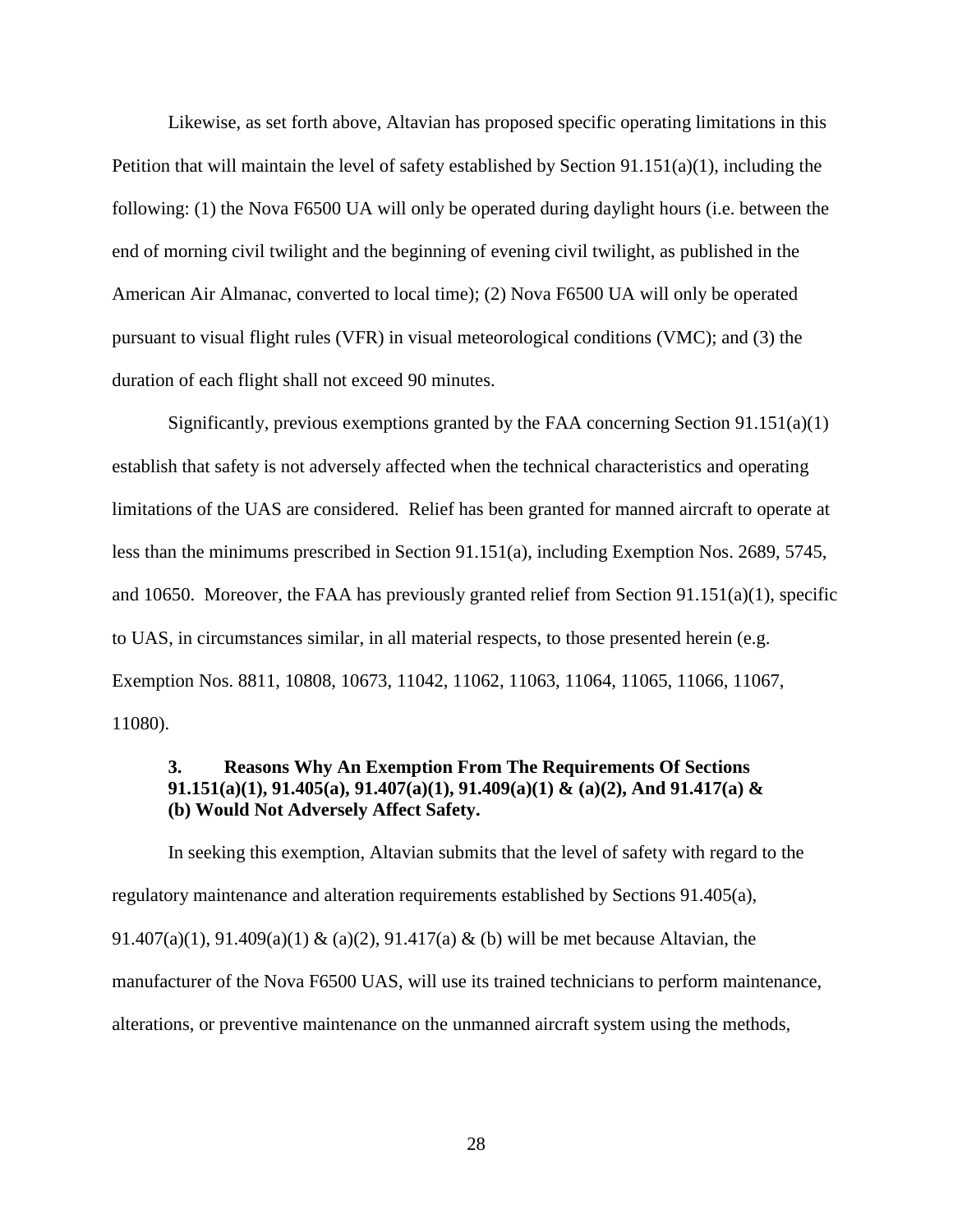Likewise, as set forth above, Altavian has proposed specific operating limitations in this Petition that will maintain the level of safety established by Section 91.151(a)(1), including the following: (1) the Nova F6500 UA will only be operated during daylight hours (i.e. between the end of morning civil twilight and the beginning of evening civil twilight, as published in the American Air Almanac, converted to local time); (2) Nova F6500 UA will only be operated pursuant to visual flight rules (VFR) in visual meteorological conditions (VMC); and (3) the duration of each flight shall not exceed 90 minutes.

Significantly, previous exemptions granted by the FAA concerning Section 91.151(a)(1) establish that safety is not adversely affected when the technical characteristics and operating limitations of the UAS are considered. Relief has been granted for manned aircraft to operate at less than the minimums prescribed in Section 91.151(a), including Exemption Nos. 2689, 5745, and 10650. Moreover, the FAA has previously granted relief from Section 91.151(a)(1), specific to UAS, in circumstances similar, in all material respects, to those presented herein (e.g. Exemption Nos. 8811, 10808, 10673, 11042, 11062, 11063, 11064, 11065, 11066, 11067, 11080).

### 3. Reasons Why An Exemption From The Requirements Of Sections 91.151(a)(1), 91.405(a), 91.407(a)(1), 91.409(a)(1) & (a)(2), And 91.417(a) & (b) Would Not Adversely Affect Safety.

In seeking this exemption, Altavian submits that the level of safety with regard to the regulatory maintenance and alteration requirements established by Sections 91.405(a), 91.407(a)(1), 91.409(a)(1) & (a)(2), 91.417(a) & (b) will be met because Altavian, the manufacturer of the Nova F6500 UAS, will use its trained technicians to perform maintenance, alterations, or preventive maintenance on the unmanned aircraft system using the methods,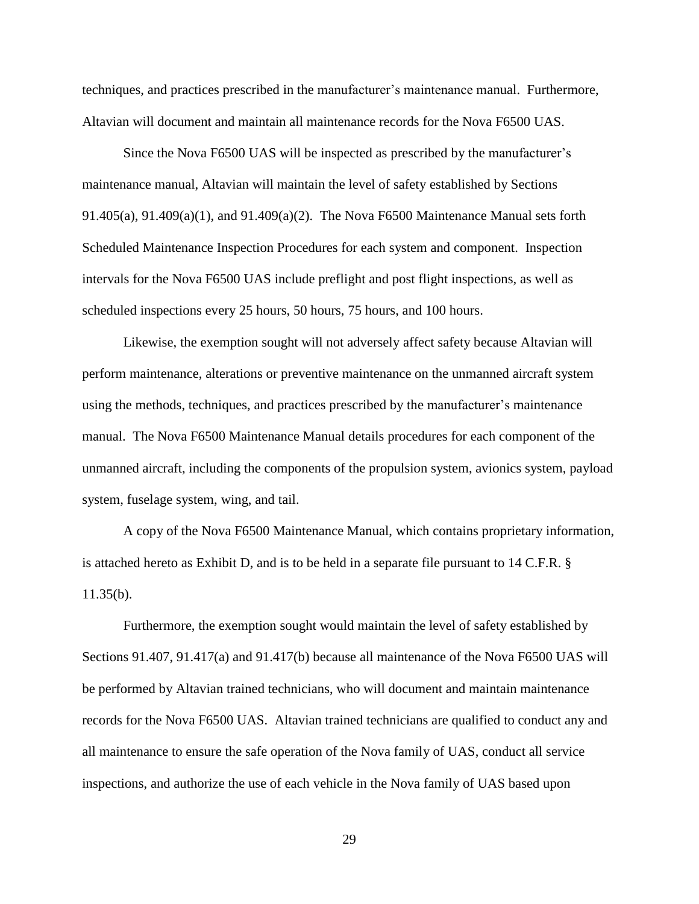techniques, and practices prescribed in the manufacturer's maintenance manual. Furthermore, Altavian will document and maintain all maintenance records for the Nova F6500 UAS.

Since the Nova F6500 UAS will be inspected as prescribed by the manufacturer's maintenance manual, Altavian will maintain the level of safety established by Sections 91.405(a), 91.409(a)(1), and 91.409(a)(2). The Nova F6500 Maintenance Manual sets forth Scheduled Maintenance Inspection Procedures for each system and component. Inspection intervals for the Nova F6500 UAS include preflight and post flight inspections, as well as scheduled inspections every 25 hours, 50 hours, 75 hours, and 100 hours.

Likewise, the exemption sought will not adversely affect safety because Altavian will perform maintenance, alterations or preventive maintenance on the unmanned aircraft system using the methods, techniques, and practices prescribed by the manufacturer's maintenance manual. The Nova F6500 Maintenance Manual details procedures for each component of the unmanned aircraft, including the components of the propulsion system, avionics system, payload system, fuselage system, wing, and tail.

A copy of the Nova F6500 Maintenance Manual, which contains proprietary information, is attached hereto as Exhibit D, and is to be held in a separate file pursuant to 14 C.F.R. § 11.35(b).

Furthermore, the exemption sought would maintain the level of safety established by Sections 91.407, 91.417(a) and 91.417(b) because all maintenance of the Nova F6500 UAS will be performed by Altavian trained technicians, who will document and maintain maintenance records for the Nova F6500 UAS. Altavian trained technicians are qualified to conduct any and all maintenance to ensure the safe operation of the Nova family of UAS, conduct all service inspections, and authorize the use of each vehicle in the Nova family of UAS based upon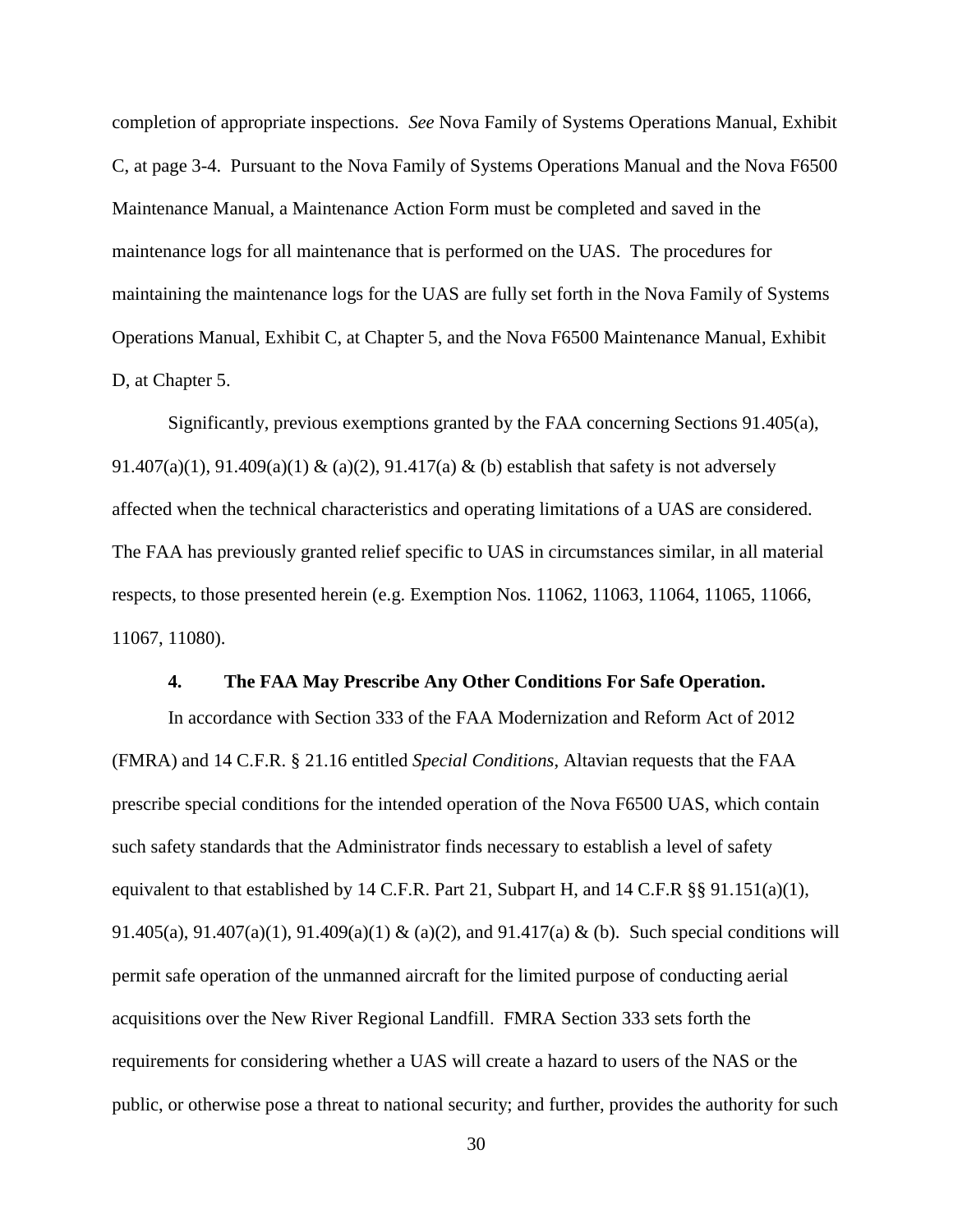completion of appropriate inspections. *See* Nova Family of Systems Operations Manual, Exhibit C, at page 3-4. Pursuant to the Nova Family of Systems Operations Manual and the Nova F6500 Maintenance Manual, a Maintenance Action Form must be completed and saved in the maintenance logs for all maintenance that is performed on the UAS. The procedures for maintaining the maintenance logs for the UAS are fully set forth in the Nova Family of Systems Operations Manual, Exhibit C, at Chapter 5, and the Nova F6500 Maintenance Manual, Exhibit D, at Chapter 5.

Significantly, previous exemptions granted by the FAA concerning Sections 91.405(a), 91.407(a)(1), 91.409(a)(1) & (a)(2), 91.417(a) & (b) establish that safety is not adversely affected when the technical characteristics and operating limitations of a UAS are considered. The FAA has previously granted relief specific to UAS in circumstances similar, in all material respects, to those presented herein (e.g. Exemption Nos. 11062, 11063, 11064, 11065, 11066, 11067, 11080).

**4. The FAA May Prescribe Any Other Conditions For Safe Operation.**

In accordance with Section 333 of the FAA Modernization and Reform Act of 2012 (FMRA) and 14 C.F.R. § 21.16 entitled *Special Conditions*, Altavian requests that the FAA prescribe special conditions for the intended operation of the Nova F6500 UAS, which contain such safety standards that the Administrator finds necessary to establish a level of safety equivalent to that established by 14 C.F.R. Part 21, Subpart H, and 14 C.F.R §§ 91.151(a)(1), 91.405(a), 91.407(a)(1), 91.409(a)(1) & (a)(2), and 91.417(a) & (b). Such special conditions will permit safe operation of the unmanned aircraft for the limited purpose of conducting aerial acquisitions over the New River Regional Landfill. FMRA Section 333 sets forth the requirements for considering whether a UAS will create a hazard to users of the NAS or the public, or otherwise pose a threat to national security; and further, provides the authority for such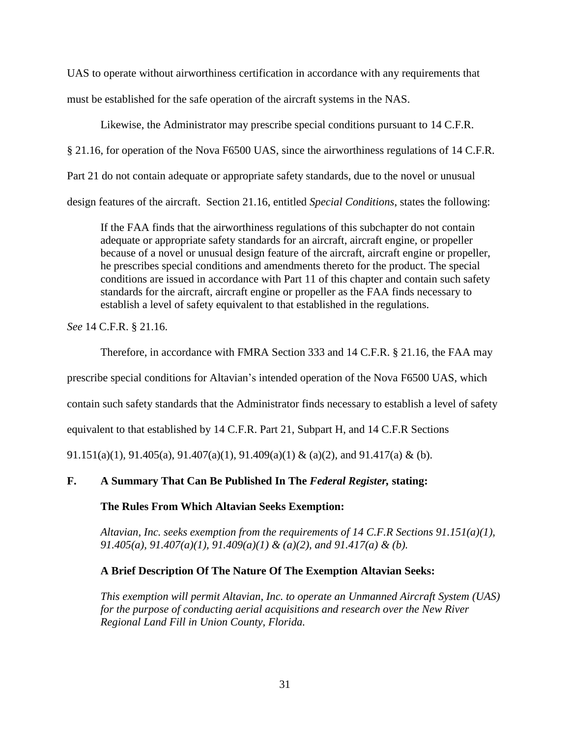UAS to operate without airworthiness certification in accordance with any requirements that must be established for the safe operation of the aircraft systems in the NAS.

Likewise, the Administrator may prescribe special conditions pursuant to 14 C.F.R. § 21.16, for operation of the Nova F6500 UAS, since the airworthiness regulations of 14 C.F.R. Part 21 do not contain adequate or appropriate safety standards, due to the novel or unusual design features of the aircraft. Section 21.16, entitled *Special Conditions*, states the following:

> If the FAA finds that the airworthiness regulations of this subchapter do not contain adequate or appropriate safety standards for an aircraft, aircraft engine, or propeller because of a novel or unusual design feature of the aircraft, aircraft engine or propeller, he prescribes special conditions and amendments thereto for the product. The special conditions are issued in accordance with Part 11 of this chapter and contain such safety standards for the aircraft, aircraft engine or propeller as the FAA finds necessary to establish a level of safety equivalent to that established in the regulations.

*See* 14 C.F.R. § 21.16.

Therefore, in accordance with FMRA Section 333 and 14 C.F.R. § 21.16, the FAA may prescribe special conditions for Altavian's intended operation of the Nova F6500 UAS, which contain such safety standards that the Administrator finds necessary to establish a level of safety equivalent to that established by 14 C.F.R. Part 21, Subpart H, and 14 C.F.R Sections 91.151(a)(1), 91.405(a), 91.407(a)(1), 91.409(a)(1) & (a)(2), and 91.417(a) & (b).

**F. A Summary That Can Be Published In The *Federal Register*, stating:**

**The Rules From Which Altavian Seeks Exemption:**

*Altavian, Inc. seeks exemption from the requirements of 14 C.F.R Sections 91.151(a)(1), 91.405(a), 91.407(a)(1), 91.409(a)(1) & (a)(2), and 91.417(a) & (b).*

**A Brief Description Of The Nature Of The Exemption Altavian Seeks:**

*This exemption will permit Altavian, Inc. to operate an Unmanned Aircraft System (UAS) for the purpose of conducting aerial acquisitions and research over the New River Regional Land Fill in Union County, Florida.*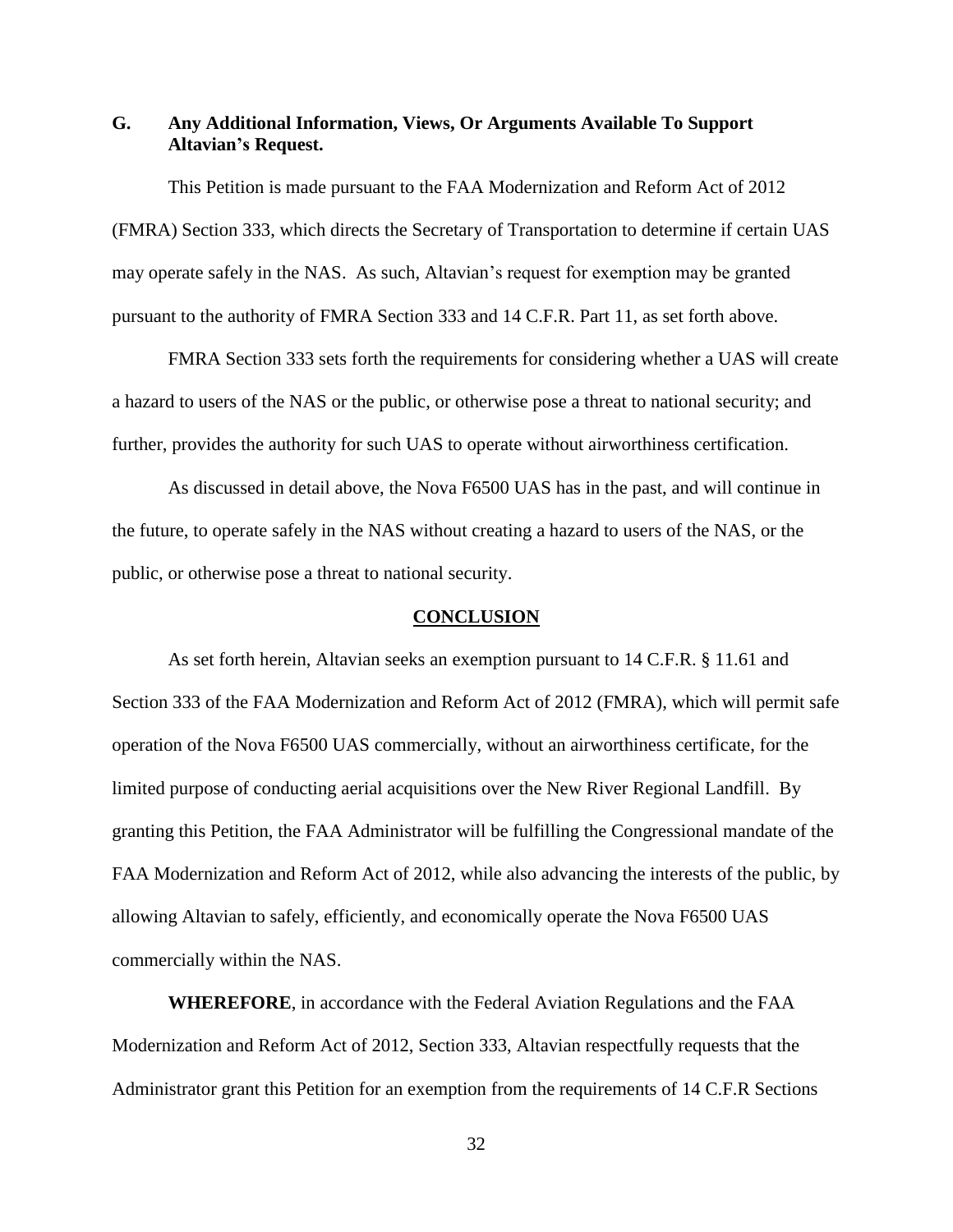**G. Any Additional Information, Views, Or Arguments Available To Support Altavian's Request.**

This Petition is made pursuant to the FAA Modernization and Reform Act of 2012 (FMRA) Section 333, which directs the Secretary of Transportation to determine if certain UAS may operate safely in the NAS. As such, Altavian's request for exemption may be granted pursuant to the authority of FMRA Section 333 and 14 C.F.R. Part 11, as set forth above.

FMRA Section 333 sets forth the requirements for considering whether a UAS will create a hazard to users of the NAS or the public, or otherwise pose a threat to national security; and further, provides the authority for such UAS to operate without airworthiness certification.

As discussed in detail above, the Nova F6500 UAS has in the past, and will continue in the future, to operate safely in the NAS without creating a hazard to users of the NAS, or the public, or otherwise pose a threat to national security.

## CONCLUSION

As set forth herein, Altavian seeks an exemption pursuant to 14 C.F.R. § 11.61 and Section 333 of the FAA Modernization and Reform Act of 2012 (FMRA), which will permit safe operation of the Nova F6500 UAS commercially, without an airworthiness certificate, for the limited purpose of conducting aerial acquisitions over the New River Regional Landfill. By granting this Petition, the FAA Administrator will be fulfilling the Congressional mandate of the FAA Modernization and Reform Act of 2012, while also advancing the interests of the public, by allowing Altavian to safely, efficiently, and economically operate the Nova F6500 UAS commercially within the NAS.

**WHEREFORE**, in accordance with the Federal Aviation Regulations and the FAA Modernization and Reform Act of 2012, Section 333, Altavian respectfully requests that the Administrator grant this Petition for an exemption from the requirements of 14 C.F.R Sections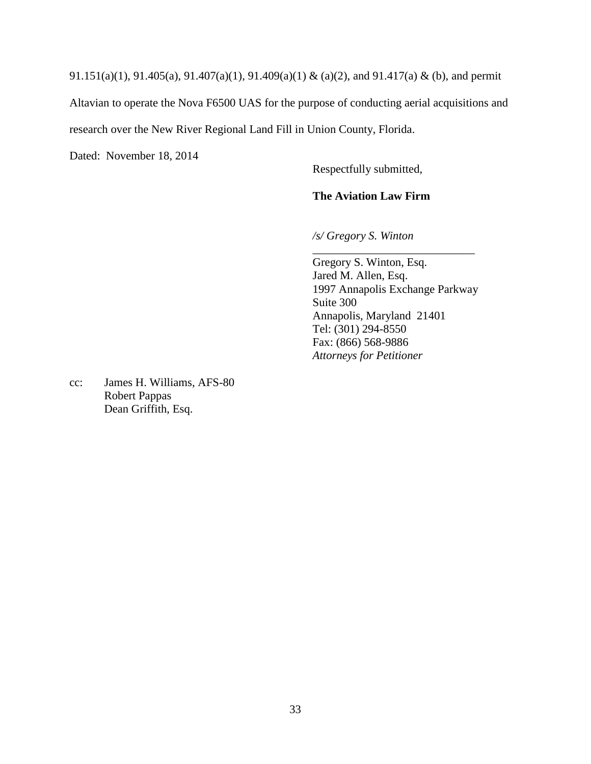91.151(a)(1), 91.405(a), 91.407(a)(1), 91.409(a)(1) & (a)(2), and 91.417(a) & (b), and permit Altavian to operate the Nova F6500 UAS for the purpose of conducting aerial acquisitions and research over the New River Regional Land Fill in Union County, Florida.

Dated: November 18, 2014

Respectfully submitted,

**The Aviation Law Firm**

*/s/ Gregory S. Winton*

\_\_\_\_\_\_\_\_\_\_\_\_\_\_\_\_\_\_\_\_\_\_\_\_\_\_\_\_

Gregory S. Winton, Esq.
Jared M. Allen, Esq.
1997 Annapolis Exchange Parkway
Suite 300
Annapolis, Maryland 21401
Tel: (301) 294-8550
Fax: (866) 568-9886
*Attorneys for Petitioner*

cc: James H. Williams, AFS-80
Robert Pappas
Dean Griffith, Esq.